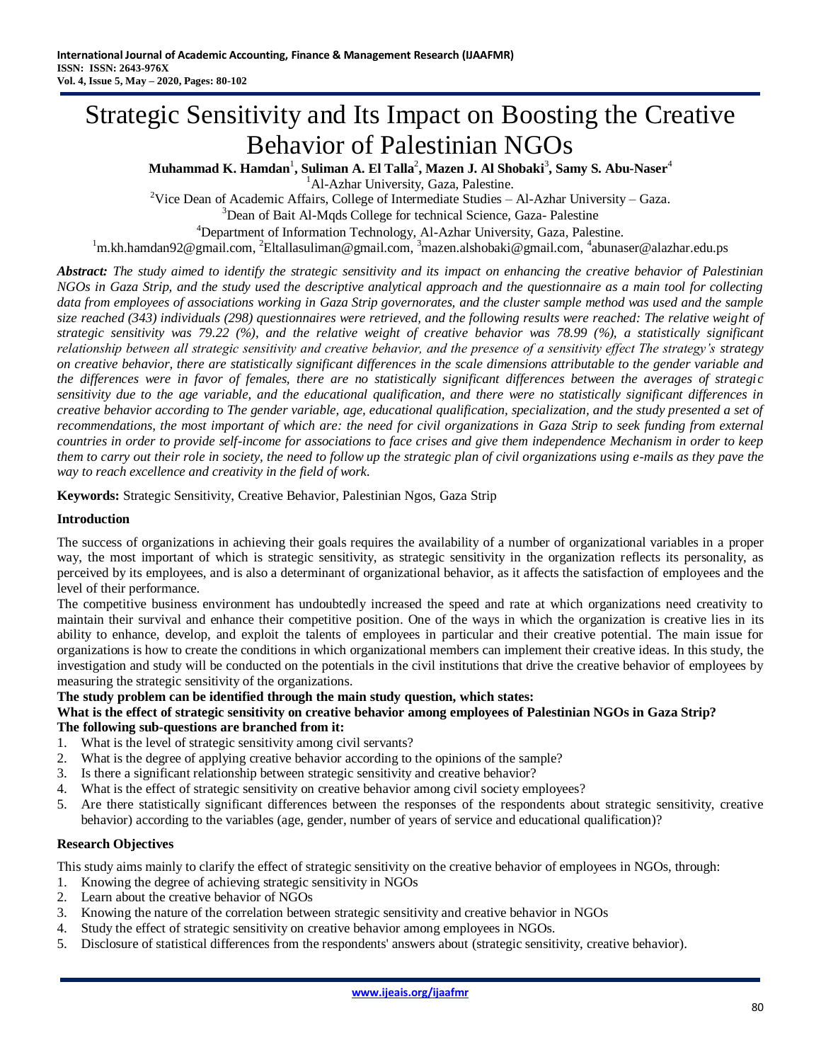# Strategic Sensitivity and Its Impact on Boosting the Creative Behavior of Palestinian NGOs

**Muhammad K. Hamdan[1], Suliman A. El Talla[2], Mazen J. Al Shobaki[3], Samy S. Abu-Naser[4]**

[1]Al-Azhar University, Gaza, Palestine.

[2]Vice Dean of Academic Affairs, College of Intermediate Studies – Al-Azhar University – Gaza.

[3]Dean of Bait Al-Mqds College for technical Science, Gaza- Palestine

[4]Department of Information Technology, Al-Azhar University, Gaza, Palestine.

[1]m.kh.hamdan92@gmail.com, [2]Eltallasuliman@gmail.com, [3]mazen.alshobaki@gmail.com, [4]abunaser@alazhar.edu.ps

***Abstract:*** *The study aimed to identify the strategic sensitivity and its impact on enhancing the creative behavior of Palestinian NGOs in Gaza Strip, and the study used the descriptive analytical approach and the questionnaire as a main tool for collecting data from employees of associations working in Gaza Strip governorates, and the cluster sample method was used and the sample size reached (343) individuals (298) questionnaires were retrieved, and the following results were reached: The relative weight of strategic sensitivity was 79.22 (%), and the relative weight of creative behavior was 78.99 (%), a statistically significant relationship between all strategic sensitivity and creative behavior, and the presence of a sensitivity effect The strategy's strategy on creative behavior, there are statistically significant differences in the scale dimensions attributable to the gender variable and the differences were in favor of females, there are no statistically significant differences between the averages of strategic sensitivity due to the age variable, and the educational qualification, and there were no statistically significant differences in creative behavior according to The gender variable, age, educational qualification, specialization, and the study presented a set of recommendations, the most important of which are: the need for civil organizations in Gaza Strip to seek funding from external countries in order to provide self-income for associations to face crises and give them independence Mechanism in order to keep them to carry out their role in society, the need to follow up the strategic plan of civil organizations using e-mails as they pave the way to reach excellence and creativity in the field of work.*

**Keywords:** Strategic Sensitivity, Creative Behavior, Palestinian Ngos, Gaza Strip

## Introduction

The success of organizations in achieving their goals requires the availability of a number of organizational variables in a proper way, the most important of which is strategic sensitivity, as strategic sensitivity in the organization reflects its personality, as perceived by its employees, and is also a determinant of organizational behavior, as it affects the satisfaction of employees and the level of their performance.

The competitive business environment has undoubtedly increased the speed and rate at which organizations need creativity to maintain their survival and enhance their competitive position. One of the ways in which the organization is creative lies in its ability to enhance, develop, and exploit the talents of employees in particular and their creative potential. The main issue for organizations is how to create the conditions in which organizational members can implement their creative ideas. In this study, the investigation and study will be conducted on the potentials in the civil institutions that drive the creative behavior of employees by measuring the strategic sensitivity of the organizations.

**The study problem can be identified through the main study question, which states:**

**What is the effect of strategic sensitivity on creative behavior among employees of Palestinian NGOs in Gaza Strip?**

**The following sub-questions are branched from it:**

1. What is the level of strategic sensitivity among civil servants?
2. What is the degree of applying creative behavior according to the opinions of the sample?
3. Is there a significant relationship between strategic sensitivity and creative behavior?
4. What is the effect of strategic sensitivity on creative behavior among civil society employees?
5. Are there statistically significant differences between the responses of the respondents about strategic sensitivity, creative behavior) according to the variables (age, gender, number of years of service and educational qualification)?

## Research Objectives

This study aims mainly to clarify the effect of strategic sensitivity on the creative behavior of employees in NGOs, through:

1. Knowing the degree of achieving strategic sensitivity in NGOs
2. Learn about the creative behavior of NGOs
3. Knowing the nature of the correlation between strategic sensitivity and creative behavior in NGOs
4. Study the effect of strategic sensitivity on creative behavior among employees in NGOs.
5. Disclosure of statistical differences from the respondents' answers about (strategic sensitivity, creative behavior).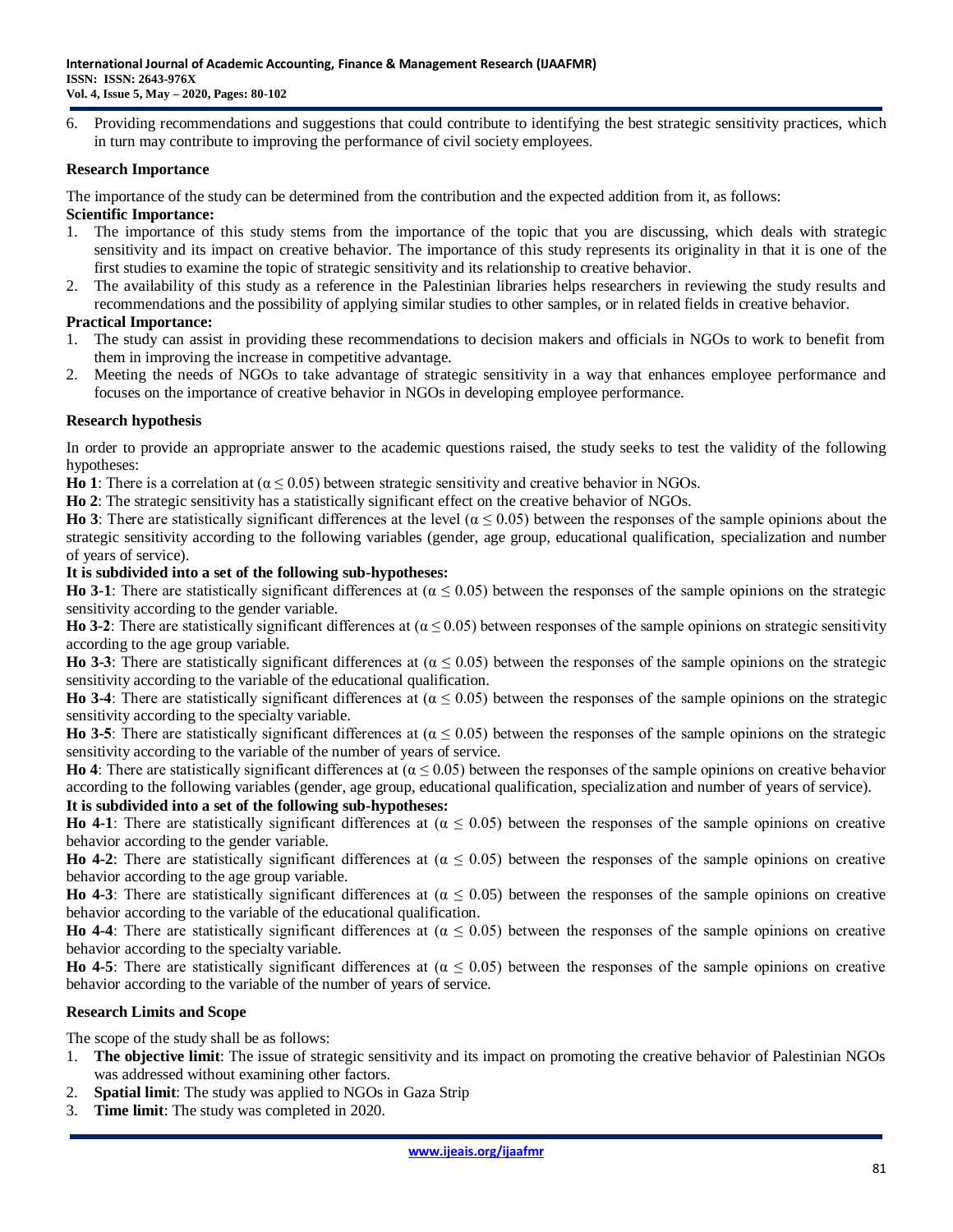6. Providing recommendations and suggestions that could contribute to identifying the best strategic sensitivity practices, which in turn may contribute to improving the performance of civil society employees.

## Research Importance

The importance of the study can be determined from the contribution and the expected addition from it, as follows:

**Scientific Importance:**

1. The importance of this study stems from the importance of the topic that you are discussing, which deals with strategic sensitivity and its impact on creative behavior. The importance of this study represents its originality in that it is one of the first studies to examine the topic of strategic sensitivity and its relationship to creative behavior.
2. The availability of this study as a reference in the Palestinian libraries helps researchers in reviewing the study results and recommendations and the possibility of applying similar studies to other samples, or in related fields in creative behavior.

**Practical Importance:**

1. The study can assist in providing these recommendations to decision makers and officials in NGOs to work to benefit from them in improving the increase in competitive advantage.
2. Meeting the needs of NGOs to take advantage of strategic sensitivity in a way that enhances employee performance and focuses on the importance of creative behavior in NGOs in developing employee performance.

## Research hypothesis

In order to provide an appropriate answer to the academic questions raised, the study seeks to test the validity of the following hypotheses:

**Ho 1**: There is a correlation at ($\alpha \leq 0.05$) between strategic sensitivity and creative behavior in NGOs.

**Ho 2**: The strategic sensitivity has a statistically significant effect on the creative behavior of NGOs.

**Ho 3**: There are statistically significant differences at the level ($\alpha \leq 0.05$) between the responses of the sample opinions about the strategic sensitivity according to the following variables (gender, age group, educational qualification, specialization and number of years of service).

**It is subdivided into a set of the following sub-hypotheses:**

**Ho 3-1**: There are statistically significant differences at ($\alpha \leq 0.05$) between the responses of the sample opinions on the strategic sensitivity according to the gender variable.

**Ho 3-2**: There are statistically significant differences at ($\alpha \leq 0.05$) between responses of the sample opinions on strategic sensitivity according to the age group variable.

**Ho 3-3**: There are statistically significant differences at ($\alpha \leq 0.05$) between the responses of the sample opinions on the strategic sensitivity according to the variable of the educational qualification.

**Ho 3-4**: There are statistically significant differences at ($\alpha \leq 0.05$) between the responses of the sample opinions on the strategic sensitivity according to the specialty variable.

**Ho 3-5**: There are statistically significant differences at ($\alpha \leq 0.05$) between the responses of the sample opinions on the strategic sensitivity according to the variable of the number of years of service.

**Ho 4**: There are statistically significant differences at ($\alpha \leq 0.05$) between the responses of the sample opinions on creative behavior according to the following variables (gender, age group, educational qualification, specialization and number of years of service).

**It is subdivided into a set of the following sub-hypotheses:**

**Ho 4-1**: There are statistically significant differences at ($\alpha \leq 0.05$) between the responses of the sample opinions on creative behavior according to the gender variable.

**Ho 4-2**: There are statistically significant differences at ($\alpha \leq 0.05$) between the responses of the sample opinions on creative behavior according to the age group variable.

**Ho 4-3**: There are statistically significant differences at ($\alpha \leq 0.05$) between the responses of the sample opinions on creative behavior according to the variable of the educational qualification.

**Ho 4-4**: There are statistically significant differences at ($\alpha \leq 0.05$) between the responses of the sample opinions on creative behavior according to the specialty variable.

**Ho 4-5**: There are statistically significant differences at ($\alpha \leq 0.05$) between the responses of the sample opinions on creative behavior according to the variable of the number of years of service.

## Research Limits and Scope

The scope of the study shall be as follows:

1. **The objective limit**: The issue of strategic sensitivity and its impact on promoting the creative behavior of Palestinian NGOs was addressed without examining other factors.
2. **Spatial limit**: The study was applied to NGOs in Gaza Strip
3. **Time limit**: The study was completed in 2020.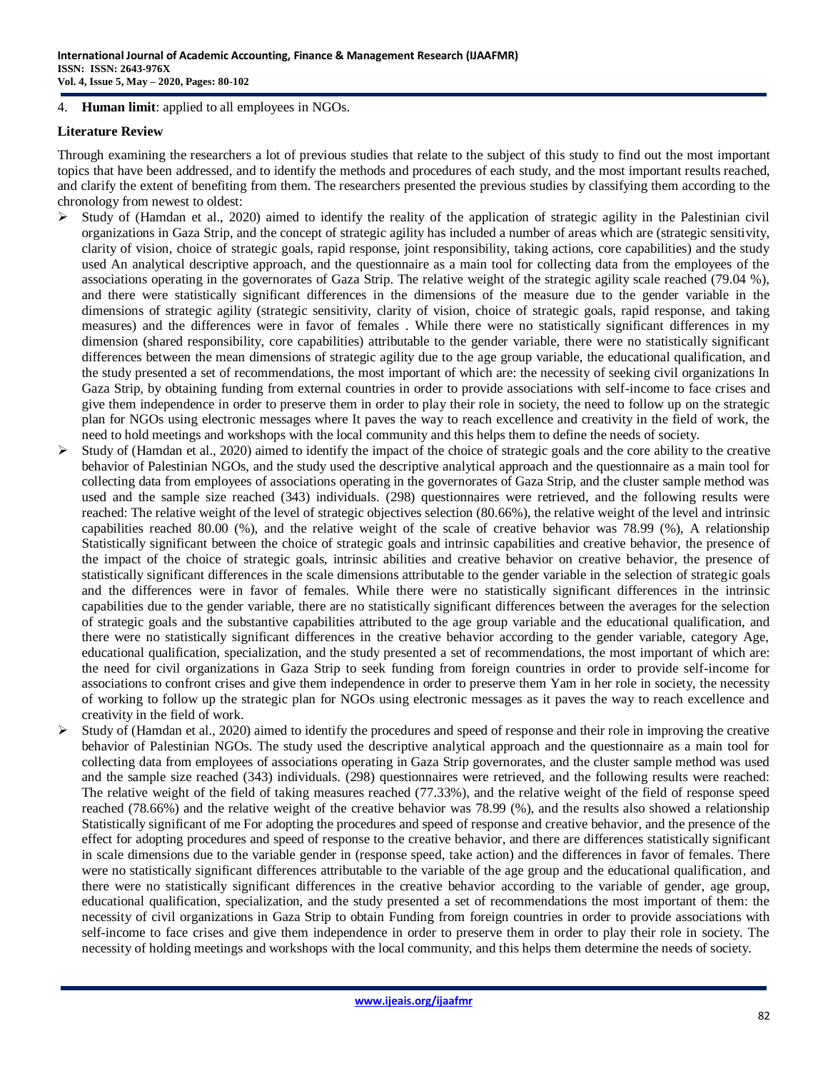4. **Human limit**: applied to all employees in NGOs.

**Literature Review**

Through examining the researchers a lot of previous studies that relate to the subject of this study to find out the most important topics that have been addressed, and to identify the methods and procedures of each study, and the most important results reached, and clarify the extent of benefiting from them. The researchers presented the previous studies by classifying them according to the chronology from newest to oldest:

- Study of (Hamdan et al., 2020) aimed to identify the reality of the application of strategic agility in the Palestinian civil organizations in Gaza Strip, and the concept of strategic agility has included a number of areas which are (strategic sensitivity, clarity of vision, choice of strategic goals, rapid response, joint responsibility, taking actions, core capabilities) and the study used An analytical descriptive approach, and the questionnaire as a main tool for collecting data from the employees of the associations operating in the governorates of Gaza Strip. The relative weight of the strategic agility scale reached (79.04 %), and there were statistically significant differences in the dimensions of the measure due to the gender variable in the dimensions of strategic agility (strategic sensitivity, clarity of vision, choice of strategic goals, rapid response, and taking measures) and the differences were in favor of females . While there were no statistically significant differences in my dimension (shared responsibility, core capabilities) attributable to the gender variable, there were no statistically significant differences between the mean dimensions of strategic agility due to the age group variable, the educational qualification, and the study presented a set of recommendations, the most important of which are: the necessity of seeking civil organizations In Gaza Strip, by obtaining funding from external countries in order to provide associations with self-income to face crises and give them independence in order to preserve them in order to play their role in society, the need to follow up on the strategic plan for NGOs using electronic messages where It paves the way to reach excellence and creativity in the field of work, the need to hold meetings and workshops with the local community and this helps them to define the needs of society.
- Study of (Hamdan et al., 2020) aimed to identify the impact of the choice of strategic goals and the core ability to the creative behavior of Palestinian NGOs, and the study used the descriptive analytical approach and the questionnaire as a main tool for collecting data from employees of associations operating in the governorates of Gaza Strip, and the cluster sample method was used and the sample size reached (343) individuals. (298) questionnaires were retrieved, and the following results were reached: The relative weight of the level of strategic objectives selection (80.66%), the relative weight of the level and intrinsic capabilities reached 80.00 (%), and the relative weight of the scale of creative behavior was 78.99 (%), A relationship Statistically significant between the choice of strategic goals and intrinsic capabilities and creative behavior, the presence of the impact of the choice of strategic goals, intrinsic abilities and creative behavior on creative behavior, the presence of statistically significant differences in the scale dimensions attributable to the gender variable in the selection of strategic goals and the differences were in favor of females. While there were no statistically significant differences in the intrinsic capabilities due to the gender variable, there are no statistically significant differences between the averages for the selection of strategic goals and the substantive capabilities attributed to the age group variable and the educational qualification, and there were no statistically significant differences in the creative behavior according to the gender variable, category Age, educational qualification, specialization, and the study presented a set of recommendations, the most important of which are: the need for civil organizations in Gaza Strip to seek funding from foreign countries in order to provide self-income for associations to confront crises and give them independence in order to preserve them Yam in her role in society, the necessity of working to follow up the strategic plan for NGOs using electronic messages as it paves the way to reach excellence and creativity in the field of work.
- Study of (Hamdan et al., 2020) aimed to identify the procedures and speed of response and their role in improving the creative behavior of Palestinian NGOs. The study used the descriptive analytical approach and the questionnaire as a main tool for collecting data from employees of associations operating in Gaza Strip governorates, and the cluster sample method was used and the sample size reached (343) individuals. (298) questionnaires were retrieved, and the following results were reached: The relative weight of the field of taking measures reached (77.33%), and the relative weight of the field of response speed reached (78.66%) and the relative weight of the creative behavior was 78.99 (%), and the results also showed a relationship Statistically significant of me For adopting the procedures and speed of response and creative behavior, and the presence of the effect for adopting procedures and speed of response to the creative behavior, and there are differences statistically significant in scale dimensions due to the variable gender in (response speed, take action) and the differences in favor of females. There were no statistically significant differences attributable to the variable of the age group and the educational qualification, and there were no statistically significant differences in the creative behavior according to the variable of gender, age group, educational qualification, specialization, and the study presented a set of recommendations the most important of them: the necessity of civil organizations in Gaza Strip to obtain Funding from foreign countries in order to provide associations with self-income to face crises and give them independence in order to preserve them in order to play their role in society. The necessity of holding meetings and workshops with the local community, and this helps them determine the needs of society.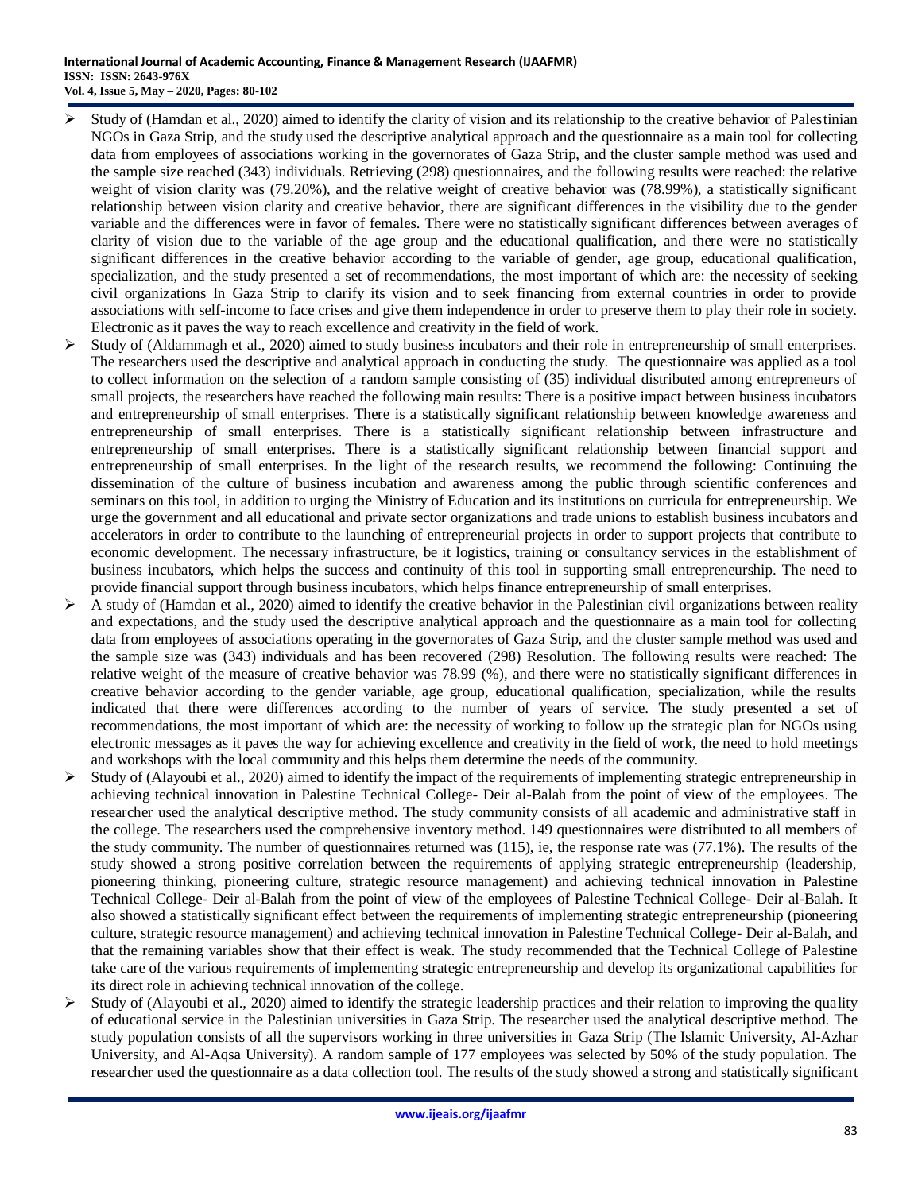- Study of (Hamdan et al., 2020) aimed to identify the clarity of vision and its relationship to the creative behavior of Palestinian NGOs in Gaza Strip, and the study used the descriptive analytical approach and the questionnaire as a main tool for collecting data from employees of associations working in the governorates of Gaza Strip, and the cluster sample method was used and the sample size reached (343) individuals. Retrieving (298) questionnaires, and the following results were reached: the relative weight of vision clarity was (79.20%), and the relative weight of creative behavior was (78.99%), a statistically significant relationship between vision clarity and creative behavior, there are significant differences in the visibility due to the gender variable and the differences were in favor of females. There were no statistically significant differences between averages of clarity of vision due to the variable of the age group and the educational qualification, and there were no statistically significant differences in the creative behavior according to the variable of gender, age group, educational qualification, specialization, and the study presented a set of recommendations, the most important of which are: the necessity of seeking civil organizations In Gaza Strip to clarify its vision and to seek financing from external countries in order to provide associations with self-income to face crises and give them independence in order to preserve them to play their role in society. Electronic as it paves the way to reach excellence and creativity in the field of work.
- Study of (Aldammagh et al., 2020) aimed to study business incubators and their role in entrepreneurship of small enterprises. The researchers used the descriptive and analytical approach in conducting the study. The questionnaire was applied as a tool to collect information on the selection of a random sample consisting of (35) individual distributed among entrepreneurs of small projects, the researchers have reached the following main results: There is a positive impact between business incubators and entrepreneurship of small enterprises. There is a statistically significant relationship between knowledge awareness and entrepreneurship of small enterprises. There is a statistically significant relationship between infrastructure and entrepreneurship of small enterprises. There is a statistically significant relationship between financial support and entrepreneurship of small enterprises. In the light of the research results, we recommend the following: Continuing the dissemination of the culture of business incubation and awareness among the public through scientific conferences and seminars on this tool, in addition to urging the Ministry of Education and its institutions on curricula for entrepreneurship. We urge the government and all educational and private sector organizations and trade unions to establish business incubators and accelerators in order to contribute to the launching of entrepreneurial projects in order to support projects that contribute to economic development. The necessary infrastructure, be it logistics, training or consultancy services in the establishment of business incubators, which helps the success and continuity of this tool in supporting small entrepreneurship. The need to provide financial support through business incubators, which helps finance entrepreneurship of small enterprises.
- A study of (Hamdan et al., 2020) aimed to identify the creative behavior in the Palestinian civil organizations between reality and expectations, and the study used the descriptive analytical approach and the questionnaire as a main tool for collecting data from employees of associations operating in the governorates of Gaza Strip, and the cluster sample method was used and the sample size was (343) individuals and has been recovered (298) Resolution. The following results were reached: The relative weight of the measure of creative behavior was 78.99 (%), and there were no statistically significant differences in creative behavior according to the gender variable, age group, educational qualification, specialization, while the results indicated that there were differences according to the number of years of service. The study presented a set of recommendations, the most important of which are: the necessity of working to follow up the strategic plan for NGOs using electronic messages as it paves the way for achieving excellence and creativity in the field of work, the need to hold meetings and workshops with the local community and this helps them determine the needs of the community.
- Study of (Alayoubi et al., 2020) aimed to identify the impact of the requirements of implementing strategic entrepreneurship in achieving technical innovation in Palestine Technical College- Deir al-Balah from the point of view of the employees. The researcher used the analytical descriptive method. The study community consists of all academic and administrative staff in the college. The researchers used the comprehensive inventory method. 149 questionnaires were distributed to all members of the study community. The number of questionnaires returned was (115), ie, the response rate was (77.1%). The results of the study showed a strong positive correlation between the requirements of applying strategic entrepreneurship (leadership, pioneering thinking, pioneering culture, strategic resource management) and achieving technical innovation in Palestine Technical College- Deir al-Balah from the point of view of the employees of Palestine Technical College- Deir al-Balah. It also showed a statistically significant effect between the requirements of implementing strategic entrepreneurship (pioneering culture, strategic resource management) and achieving technical innovation in Palestine Technical College- Deir al-Balah, and that the remaining variables show that their effect is weak. The study recommended that the Technical College of Palestine take care of the various requirements of implementing strategic entrepreneurship and develop its organizational capabilities for its direct role in achieving technical innovation of the college.
- Study of (Alayoubi et al., 2020) aimed to identify the strategic leadership practices and their relation to improving the quality of educational service in the Palestinian universities in Gaza Strip. The researcher used the analytical descriptive method. The study population consists of all the supervisors working in three universities in Gaza Strip (The Islamic University, Al-Azhar University, and Al-Aqsa University). A random sample of 177 employees was selected by 50% of the study population. The researcher used the questionnaire as a data collection tool. The results of the study showed a strong and statistically significant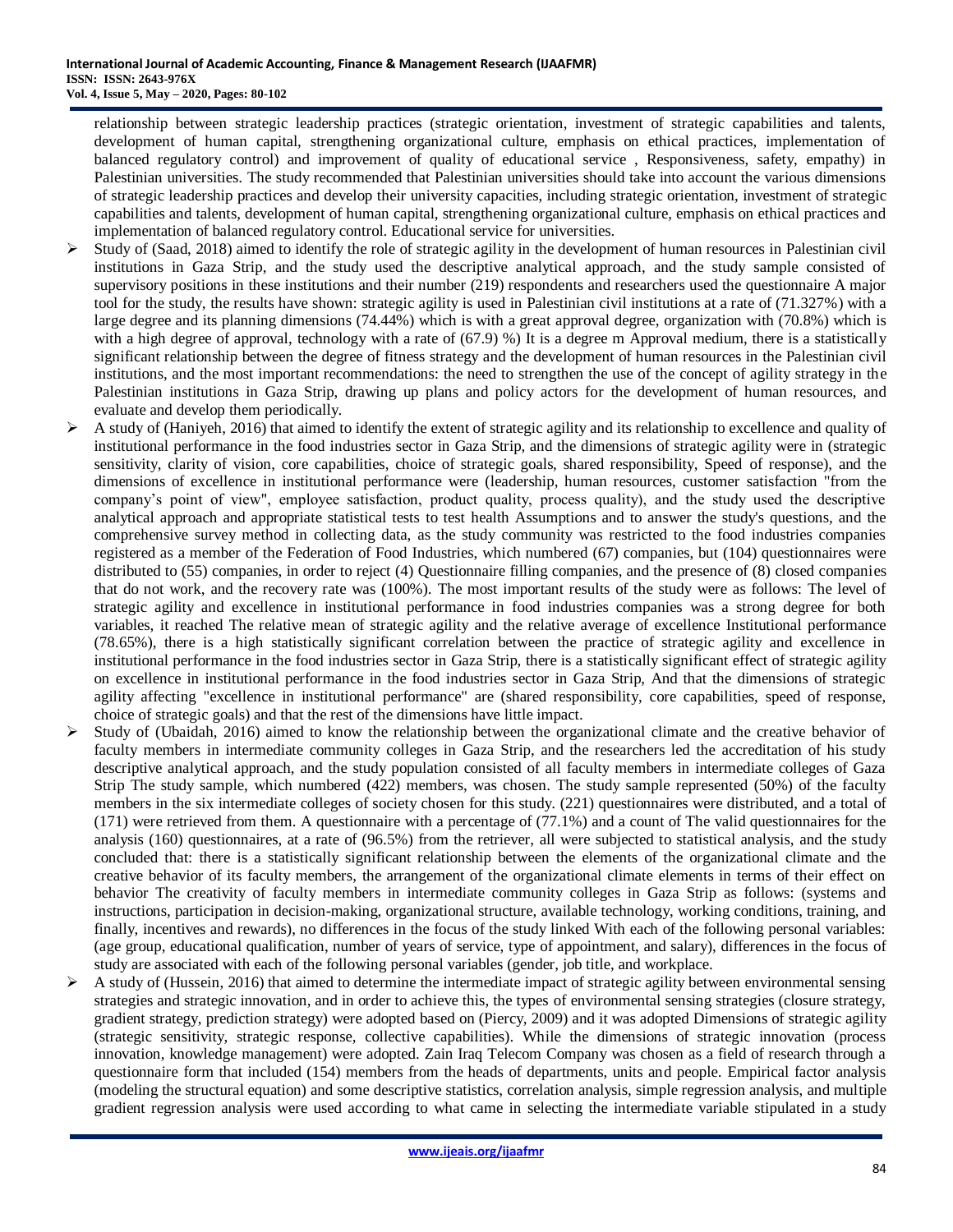relationship between strategic leadership practices (strategic orientation, investment of strategic capabilities and talents, development of human capital, strengthening organizational culture, emphasis on ethical practices, implementation of balanced regulatory control) and improvement of quality of educational service , Responsiveness, safety, empathy) in Palestinian universities. The study recommended that Palestinian universities should take into account the various dimensions of strategic leadership practices and develop their university capacities, including strategic orientation, investment of strategic capabilities and talents, development of human capital, strengthening organizational culture, emphasis on ethical practices and implementation of balanced regulatory control. Educational service for universities.

- Study of (Saad, 2018) aimed to identify the role of strategic agility in the development of human resources in Palestinian civil institutions in Gaza Strip, and the study used the descriptive analytical approach, and the study sample consisted of supervisory positions in these institutions and their number (219) respondents and researchers used the questionnaire A major tool for the study, the results have shown: strategic agility is used in Palestinian civil institutions at a rate of (71.327%) with a large degree and its planning dimensions (74.44%) which is with a great approval degree, organization with (70.8%) which is with a high degree of approval, technology with a rate of (67.9) %) It is a degree m Approval medium, there is a statistically significant relationship between the degree of fitness strategy and the development of human resources in the Palestinian civil institutions, and the most important recommendations: the need to strengthen the use of the concept of agility strategy in the Palestinian institutions in Gaza Strip, drawing up plans and policy actors for the development of human resources, and evaluate and develop them periodically.
- A study of (Haniyeh, 2016) that aimed to identify the extent of strategic agility and its relationship to excellence and quality of institutional performance in the food industries sector in Gaza Strip, and the dimensions of strategic agility were in (strategic sensitivity, clarity of vision, core capabilities, choice of strategic goals, shared responsibility, Speed of response), and the dimensions of excellence in institutional performance were (leadership, human resources, customer satisfaction "from the company's point of view", employee satisfaction, product quality, process quality), and the study used the descriptive analytical approach and appropriate statistical tests to test health Assumptions and to answer the study's questions, and the comprehensive survey method in collecting data, as the study community was restricted to the food industries companies registered as a member of the Federation of Food Industries, which numbered (67) companies, but (104) questionnaires were distributed to (55) companies, in order to reject (4) Questionnaire filling companies, and the presence of (8) closed companies that do not work, and the recovery rate was (100%). The most important results of the study were as follows: The level of strategic agility and excellence in institutional performance in food industries companies was a strong degree for both variables, it reached The relative mean of strategic agility and the relative average of excellence Institutional performance (78.65%), there is a high statistically significant correlation between the practice of strategic agility and excellence in institutional performance in the food industries sector in Gaza Strip, there is a statistically significant effect of strategic agility on excellence in institutional performance in the food industries sector in Gaza Strip, And that the dimensions of strategic agility affecting "excellence in institutional performance" are (shared responsibility, core capabilities, speed of response, choice of strategic goals) and that the rest of the dimensions have little impact.
- Study of (Ubaidah, 2016) aimed to know the relationship between the organizational climate and the creative behavior of faculty members in intermediate community colleges in Gaza Strip, and the researchers led the accreditation of his study descriptive analytical approach, and the study population consisted of all faculty members in intermediate colleges of Gaza Strip The study sample, which numbered (422) members, was chosen. The study sample represented (50%) of the faculty members in the six intermediate colleges of society chosen for this study. (221) questionnaires were distributed, and a total of (171) were retrieved from them. A questionnaire with a percentage of (77.1%) and a count of The valid questionnaires for the analysis (160) questionnaires, at a rate of (96.5%) from the retriever, all were subjected to statistical analysis, and the study concluded that: there is a statistically significant relationship between the elements of the organizational climate and the creative behavior of its faculty members, the arrangement of the organizational climate elements in terms of their effect on behavior The creativity of faculty members in intermediate community colleges in Gaza Strip as follows: (systems and instructions, participation in decision-making, organizational structure, available technology, working conditions, training, and finally, incentives and rewards), no differences in the focus of the study linked With each of the following personal variables: (age group, educational qualification, number of years of service, type of appointment, and salary), differences in the focus of study are associated with each of the following personal variables (gender, job title, and workplace.
- A study of (Hussein, 2016) that aimed to determine the intermediate impact of strategic agility between environmental sensing strategies and strategic innovation, and in order to achieve this, the types of environmental sensing strategies (closure strategy, gradient strategy, prediction strategy) were adopted based on (Piercy, 2009) and it was adopted Dimensions of strategic agility (strategic sensitivity, strategic response, collective capabilities). While the dimensions of strategic innovation (process innovation, knowledge management) were adopted. Zain Iraq Telecom Company was chosen as a field of research through a questionnaire form that included (154) members from the heads of departments, units and people. Empirical factor analysis (modeling the structural equation) and some descriptive statistics, correlation analysis, simple regression analysis, and multiple gradient regression analysis were used according to what came in selecting the intermediate variable stipulated in a study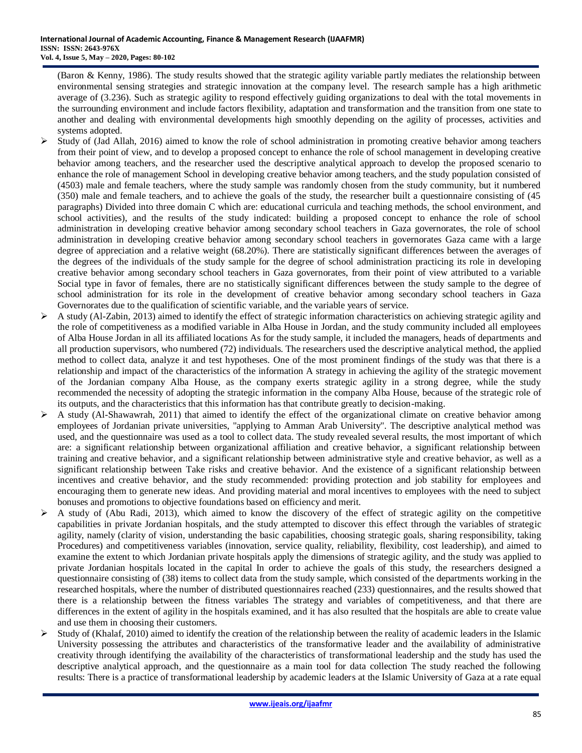(Baron & Kenny, 1986). The study results showed that the strategic agility variable partly mediates the relationship between environmental sensing strategies and strategic innovation at the company level. The research sample has a high arithmetic average of (3.236). Such as strategic agility to respond effectively guiding organizations to deal with the total movements in the surrounding environment and include factors flexibility, adaptation and transformation and the transition from one state to another and dealing with environmental developments high smoothly depending on the agility of processes, activities and systems adopted.

- Study of (Jad Allah, 2016) aimed to know the role of school administration in promoting creative behavior among teachers from their point of view, and to develop a proposed concept to enhance the role of school management in developing creative behavior among teachers, and the researcher used the descriptive analytical approach to develop the proposed scenario to enhance the role of management School in developing creative behavior among teachers, and the study population consisted of (4503) male and female teachers, where the study sample was randomly chosen from the study community, but it numbered (350) male and female teachers, and to achieve the goals of the study, the researcher built a questionnaire consisting of (45 paragraphs) Divided into three domain C which are: educational curricula and teaching methods, the school environment, and school activities), and the results of the study indicated: building a proposed concept to enhance the role of school administration in developing creative behavior among secondary school teachers in Gaza governorates, the role of school administration in developing creative behavior among secondary school teachers in governorates Gaza came with a large degree of appreciation and a relative weight (68.20%). There are statistically significant differences between the averages of the degrees of the individuals of the study sample for the degree of school administration practicing its role in developing creative behavior among secondary school teachers in Gaza governorates, from their point of view attributed to a variable Social type in favor of females, there are no statistically significant differences between the study sample to the degree of school administration for its role in the development of creative behavior among secondary school teachers in Gaza Governorates due to the qualification of scientific variable, and the variable years of service.
- A study (Al-Zabin, 2013) aimed to identify the effect of strategic information characteristics on achieving strategic agility and the role of competitiveness as a modified variable in Alba House in Jordan, and the study community included all employees of Alba House Jordan in all its affiliated locations As for the study sample, it included the managers, heads of departments and all production supervisors, who numbered (72) individuals. The researchers used the descriptive analytical method, the applied method to collect data, analyze it and test hypotheses. One of the most prominent findings of the study was that there is a relationship and impact of the characteristics of the information A strategy in achieving the agility of the strategic movement of the Jordanian company Alba House, as the company exerts strategic agility in a strong degree, while the study recommended the necessity of adopting the strategic information in the company Alba House, because of the strategic role of its outputs, and the characteristics that this information has that contribute greatly to decision-making.
- A study (Al-Shawawrah, 2011) that aimed to identify the effect of the organizational climate on creative behavior among employees of Jordanian private universities, "applying to Amman Arab University". The descriptive analytical method was used, and the questionnaire was used as a tool to collect data. The study revealed several results, the most important of which are: a significant relationship between organizational affiliation and creative behavior, a significant relationship between training and creative behavior, and a significant relationship between administrative style and creative behavior, as well as a significant relationship between Take risks and creative behavior. And the existence of a significant relationship between incentives and creative behavior, and the study recommended: providing protection and job stability for employees and encouraging them to generate new ideas. And providing material and moral incentives to employees with the need to subject bonuses and promotions to objective foundations based on efficiency and merit.
- A study of (Abu Radi, 2013), which aimed to know the discovery of the effect of strategic agility on the competitive capabilities in private Jordanian hospitals, and the study attempted to discover this effect through the variables of strategic agility, namely (clarity of vision, understanding the basic capabilities, choosing strategic goals, sharing responsibility, taking Procedures) and competitiveness variables (innovation, service quality, reliability, flexibility, cost leadership), and aimed to examine the extent to which Jordanian private hospitals apply the dimensions of strategic agility, and the study was applied to private Jordanian hospitals located in the capital In order to achieve the goals of this study, the researchers designed a questionnaire consisting of (38) items to collect data from the study sample, which consisted of the departments working in the researched hospitals, where the number of distributed questionnaires reached (233) questionnaires, and the results showed that there is a relationship between the fitness variables The strategy and variables of competitiveness, and that there are differences in the extent of agility in the hospitals examined, and it has also resulted that the hospitals are able to create value and use them in choosing their customers.
- Study of (Khalaf, 2010) aimed to identify the creation of the relationship between the reality of academic leaders in the Islamic University possessing the attributes and characteristics of the transformative leader and the availability of administrative creativity through identifying the availability of the characteristics of transformational leadership and the study has used the descriptive analytical approach, and the questionnaire as a main tool for data collection The study reached the following results: There is a practice of transformational leadership by academic leaders at the Islamic University of Gaza at a rate equal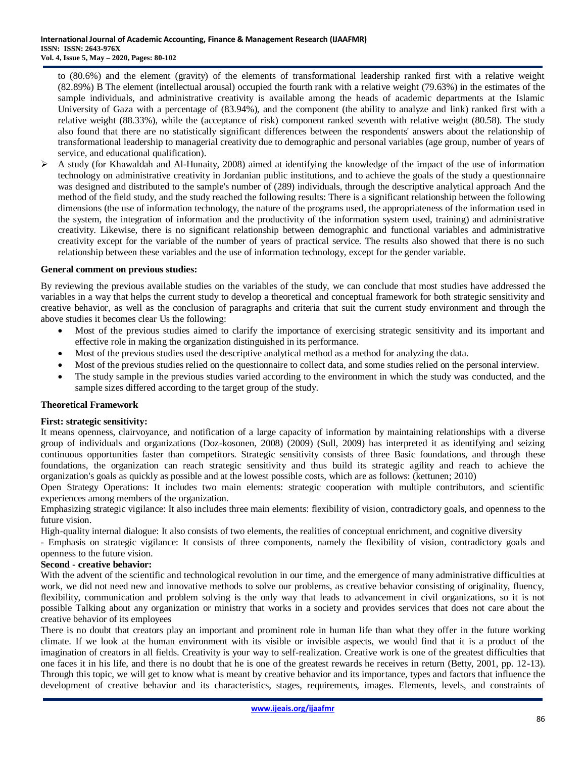to (80.6%) and the element (gravity) of the elements of transformational leadership ranked first with a relative weight (82.89%) B The element (intellectual arousal) occupied the fourth rank with a relative weight (79.63%) in the estimates of the sample individuals, and administrative creativity is available among the heads of academic departments at the Islamic University of Gaza with a percentage of (83.94%), and the component (the ability to analyze and link) ranked first with a relative weight (88.33%), while the (acceptance of risk) component ranked seventh with relative weight (80.58). The study also found that there are no statistically significant differences between the respondents' answers about the relationship of transformational leadership to managerial creativity due to demographic and personal variables (age group, number of years of service, and educational qualification).

- A study (for Khawaldah and Al-Hunaity, 2008) aimed at identifying the knowledge of the impact of the use of information technology on administrative creativity in Jordanian public institutions, and to achieve the goals of the study a questionnaire was designed and distributed to the sample's number of (289) individuals, through the descriptive analytical approach And the method of the field study, and the study reached the following results: There is a significant relationship between the following dimensions (the use of information technology, the nature of the programs used, the appropriateness of the information used in the system, the integration of information and the productivity of the information system used, training) and administrative creativity. Likewise, there is no significant relationship between demographic and functional variables and administrative creativity except for the variable of the number of years of practical service. The results also showed that there is no such relationship between these variables and the use of information technology, except for the gender variable.

**General comment on previous studies:**

By reviewing the previous available studies on the variables of the study, we can conclude that most studies have addressed the variables in a way that helps the current study to develop a theoretical and conceptual framework for both strategic sensitivity and creative behavior, as well as the conclusion of paragraphs and criteria that suit the current study environment and through the above studies it becomes clear Us the following:

- Most of the previous studies aimed to clarify the importance of exercising strategic sensitivity and its important and effective role in making the organization distinguished in its performance.
- Most of the previous studies used the descriptive analytical method as a method for analyzing the data.
- Most of the previous studies relied on the questionnaire to collect data, and some studies relied on the personal interview.
- The study sample in the previous studies varied according to the environment in which the study was conducted, and the sample sizes differed according to the target group of the study.

## Theoretical Framework

### First: strategic sensitivity:

It means openness, clairvoyance, and notification of a large capacity of information by maintaining relationships with a diverse group of individuals and organizations (Doz-kosonen, 2008) (2009) (Sull, 2009) has interpreted it as identifying and seizing continuous opportunities faster than competitors. Strategic sensitivity consists of three Basic foundations, and through these foundations, the organization can reach strategic sensitivity and thus build its strategic agility and reach to achieve the organization's goals as quickly as possible and at the lowest possible costs, which are as follows: (kettunen; 2010)

Open Strategy Operations: It includes two main elements: strategic cooperation with multiple contributors, and scientific experiences among members of the organization.

Emphasizing strategic vigilance: It also includes three main elements: flexibility of vision, contradictory goals, and openness to the future vision.

High-quality internal dialogue: It also consists of two elements, the realities of conceptual enrichment, and cognitive diversity

- Emphasis on strategic vigilance: It consists of three components, namely the flexibility of vision, contradictory goals and openness to the future vision.

### Second - creative behavior:

With the advent of the scientific and technological revolution in our time, and the emergence of many administrative difficulties at work, we did not need new and innovative methods to solve our problems, as creative behavior consisting of originality, fluency, flexibility, communication and problem solving is the only way that leads to advancement in civil organizations, so it is not possible Talking about any organization or ministry that works in a society and provides services that does not care about the creative behavior of its employees

There is no doubt that creators play an important and prominent role in human life than what they offer in the future working climate. If we look at the human environment with its visible or invisible aspects, we would find that it is a product of the imagination of creators in all fields. Creativity is your way to self-realization. Creative work is one of the greatest difficulties that one faces it in his life, and there is no doubt that he is one of the greatest rewards he receives in return (Betty, 2001, pp. 12-13). Through this topic, we will get to know what is meant by creative behavior and its importance, types and factors that influence the development of creative behavior and its characteristics, stages, requirements, images. Elements, levels, and constraints of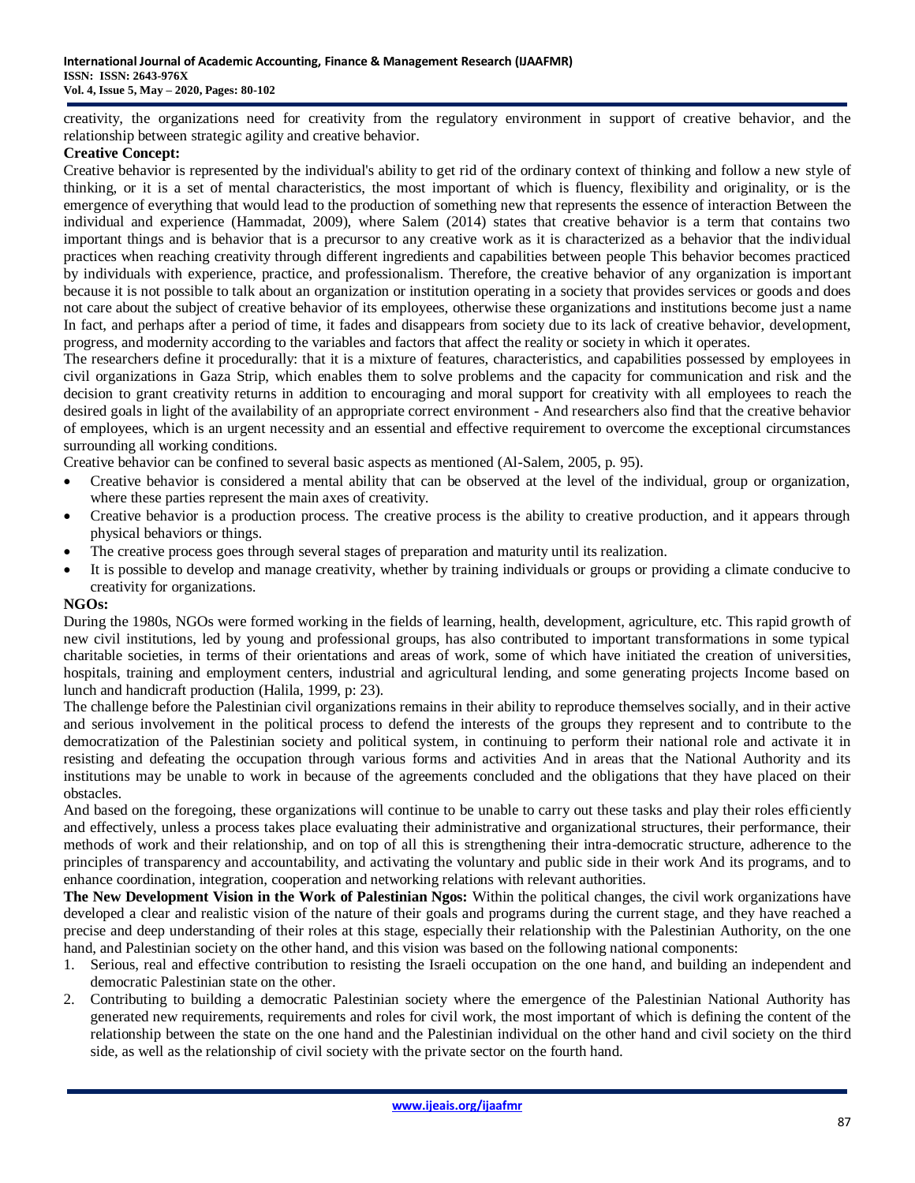creativity, the organizations need for creativity from the regulatory environment in support of creative behavior, and the relationship between strategic agility and creative behavior.

**Creative Concept:**

Creative behavior is represented by the individual's ability to get rid of the ordinary context of thinking and follow a new style of thinking, or it is a set of mental characteristics, the most important of which is fluency, flexibility and originality, or is the emergence of everything that would lead to the production of something new that represents the essence of interaction Between the individual and experience (Hammadat, 2009), where Salem (2014) states that creative behavior is a term that contains two important things and is behavior that is a precursor to any creative work as it is characterized as a behavior that the individual practices when reaching creativity through different ingredients and capabilities between people This behavior becomes practiced by individuals with experience, practice, and professionalism. Therefore, the creative behavior of any organization is important because it is not possible to talk about an organization or institution operating in a society that provides services or goods and does not care about the subject of creative behavior of its employees, otherwise these organizations and institutions become just a name In fact, and perhaps after a period of time, it fades and disappears from society due to its lack of creative behavior, development, progress, and modernity according to the variables and factors that affect the reality or society in which it operates.

The researchers define it procedurally: that it is a mixture of features, characteristics, and capabilities possessed by employees in civil organizations in Gaza Strip, which enables them to solve problems and the capacity for communication and risk and the decision to grant creativity returns in addition to encouraging and moral support for creativity with all employees to reach the desired goals in light of the availability of an appropriate correct environment - And researchers also find that the creative behavior of employees, which is an urgent necessity and an essential and effective requirement to overcome the exceptional circumstances surrounding all working conditions.

Creative behavior can be confined to several basic aspects as mentioned (Al-Salem, 2005, p. 95).

- Creative behavior is considered a mental ability that can be observed at the level of the individual, group or organization, where these parties represent the main axes of creativity.
- Creative behavior is a production process. The creative process is the ability to creative production, and it appears through physical behaviors or things.
- The creative process goes through several stages of preparation and maturity until its realization.
- It is possible to develop and manage creativity, whether by training individuals or groups or providing a climate conducive to creativity for organizations.

**NGOs:**

During the 1980s, NGOs were formed working in the fields of learning, health, development, agriculture, etc. This rapid growth of new civil institutions, led by young and professional groups, has also contributed to important transformations in some typical charitable societies, in terms of their orientations and areas of work, some of which have initiated the creation of universities, hospitals, training and employment centers, industrial and agricultural lending, and some generating projects Income based on lunch and handicraft production (Halila, 1999, p: 23).

The challenge before the Palestinian civil organizations remains in their ability to reproduce themselves socially, and in their active and serious involvement in the political process to defend the interests of the groups they represent and to contribute to the democratization of the Palestinian society and political system, in continuing to perform their national role and activate it in resisting and defeating the occupation through various forms and activities And in areas that the National Authority and its institutions may be unable to work in because of the agreements concluded and the obligations that they have placed on their obstacles.

And based on the foregoing, these organizations will continue to be unable to carry out these tasks and play their roles efficiently and effectively, unless a process takes place evaluating their administrative and organizational structures, their performance, their methods of work and their relationship, and on top of all this is strengthening their intra-democratic structure, adherence to the principles of transparency and accountability, and activating the voluntary and public side in their work And its programs, and to enhance coordination, integration, cooperation and networking relations with relevant authorities.

**The New Development Vision in the Work of Palestinian Ngos:** Within the political changes, the civil work organizations have developed a clear and realistic vision of the nature of their goals and programs during the current stage, and they have reached a precise and deep understanding of their roles at this stage, especially their relationship with the Palestinian Authority, on the one hand, and Palestinian society on the other hand, and this vision was based on the following national components:

1. Serious, real and effective contribution to resisting the Israeli occupation on the one hand, and building an independent and democratic Palestinian state on the other.
2. Contributing to building a democratic Palestinian society where the emergence of the Palestinian National Authority has generated new requirements, requirements and roles for civil work, the most important of which is defining the content of the relationship between the state on the one hand and the Palestinian individual on the other hand and civil society on the third side, as well as the relationship of civil society with the private sector on the fourth hand.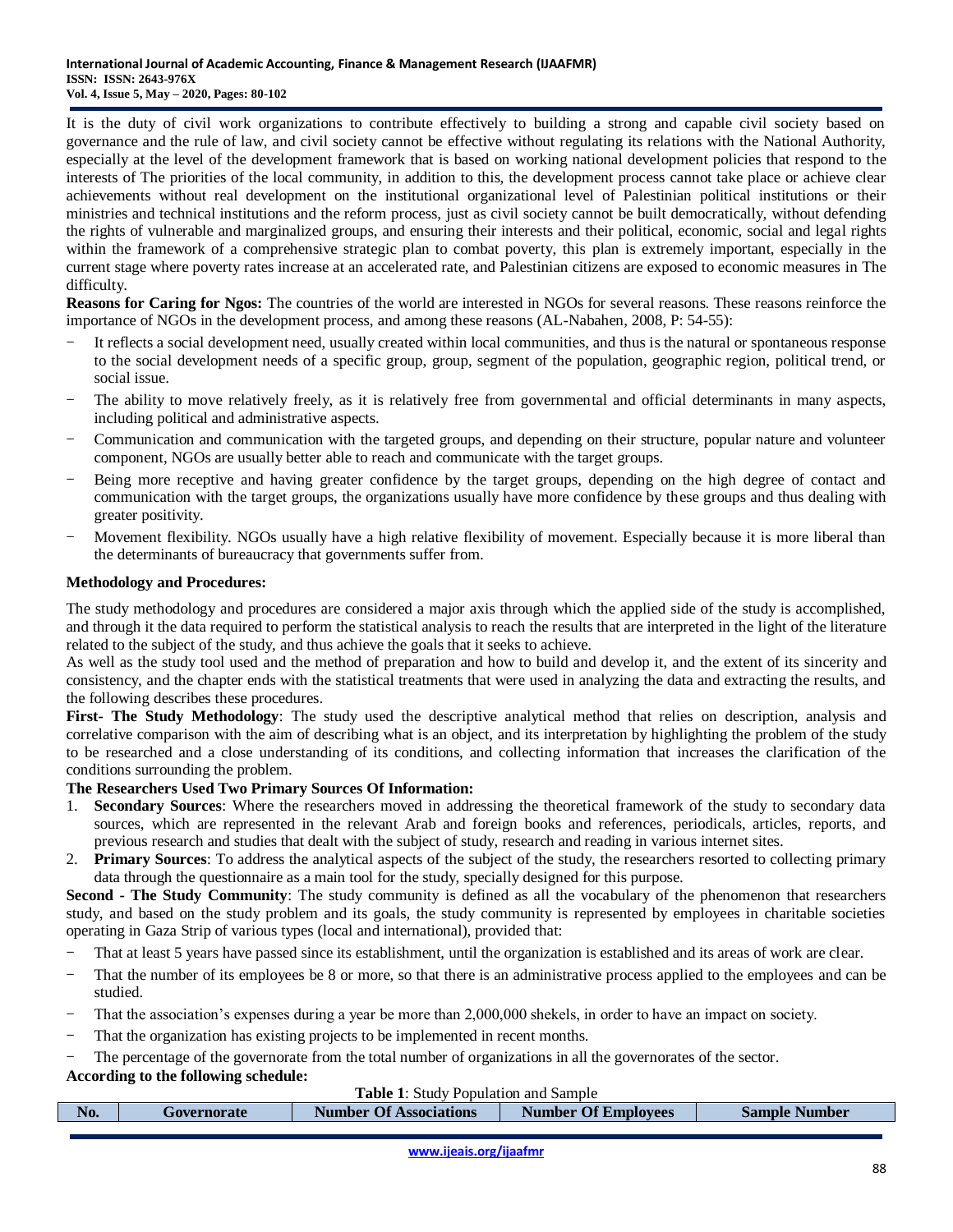It is the duty of civil work organizations to contribute effectively to building a strong and capable civil society based on governance and the rule of law, and civil society cannot be effective without regulating its relations with the National Authority, especially at the level of the development framework that is based on working national development policies that respond to the interests of The priorities of the local community, in addition to this, the development process cannot take place or achieve clear achievements without real development on the institutional organizational level of Palestinian political institutions or their ministries and technical institutions and the reform process, just as civil society cannot be built democratically, without defending the rights of vulnerable and marginalized groups, and ensuring their interests and their political, economic, social and legal rights within the framework of a comprehensive strategic plan to combat poverty, this plan is extremely important, especially in the current stage where poverty rates increase at an accelerated rate, and Palestinian citizens are exposed to economic measures in The difficulty.

**Reasons for Caring for Ngos:** The countries of the world are interested in NGOs for several reasons. These reasons reinforce the importance of NGOs in the development process, and among these reasons (AL-Nabahen, 2008, P: 54-55):

- It reflects a social development need, usually created within local communities, and thus is the natural or spontaneous response to the social development needs of a specific group, group, segment of the population, geographic region, political trend, or social issue.
- The ability to move relatively freely, as it is relatively free from governmental and official determinants in many aspects, including political and administrative aspects.
- Communication and communication with the targeted groups, and depending on their structure, popular nature and volunteer component, NGOs are usually better able to reach and communicate with the target groups.
- Being more receptive and having greater confidence by the target groups, depending on the high degree of contact and communication with the target groups, the organizations usually have more confidence by these groups and thus dealing with greater positivity.
- Movement flexibility. NGOs usually have a high relative flexibility of movement. Especially because it is more liberal than the determinants of bureaucracy that governments suffer from.

**Methodology and Procedures:**

The study methodology and procedures are considered a major axis through which the applied side of the study is accomplished, and through it the data required to perform the statistical analysis to reach the results that are interpreted in the light of the literature related to the subject of the study, and thus achieve the goals that it seeks to achieve.

As well as the study tool used and the method of preparation and how to build and develop it, and the extent of its sincerity and consistency, and the chapter ends with the statistical treatments that were used in analyzing the data and extracting the results, and the following describes these procedures.

**First- The Study Methodology**: The study used the descriptive analytical method that relies on description, analysis and correlative comparison with the aim of describing what is an object, and its interpretation by highlighting the problem of the study to be researched and a close understanding of its conditions, and collecting information that increases the clarification of the conditions surrounding the problem.

**The Researchers Used Two Primary Sources Of Information:**

1. **Secondary Sources**: Where the researchers moved in addressing the theoretical framework of the study to secondary data sources, which are represented in the relevant Arab and foreign books and references, periodicals, articles, reports, and previous research and studies that dealt with the subject of study, research and reading in various internet sites.
2. **Primary Sources**: To address the analytical aspects of the subject of the study, the researchers resorted to collecting primary data through the questionnaire as a main tool for the study, specially designed for this purpose.

**Second - The Study Community**: The study community is defined as all the vocabulary of the phenomenon that researchers study, and based on the study problem and its goals, the study community is represented by employees in charitable societies operating in Gaza Strip of various types (local and international), provided that:

- That at least 5 years have passed since its establishment, until the organization is established and its areas of work are clear.
- That the number of its employees be 8 or more, so that there is an administrative process applied to the employees and can be studied.
- That the association's expenses during a year be more than 2,000,000 shekels, in order to have an impact on society.
- That the organization has existing projects to be implemented in recent months.
- The percentage of the governorate from the total number of organizations in all the governorates of the sector.

**According to the following schedule:**

**Table 1**: Study Population and Sample

| No. | Governorate | Number Of Associations | Number Of Employees | Sample Number |
|---|---|---|---|---|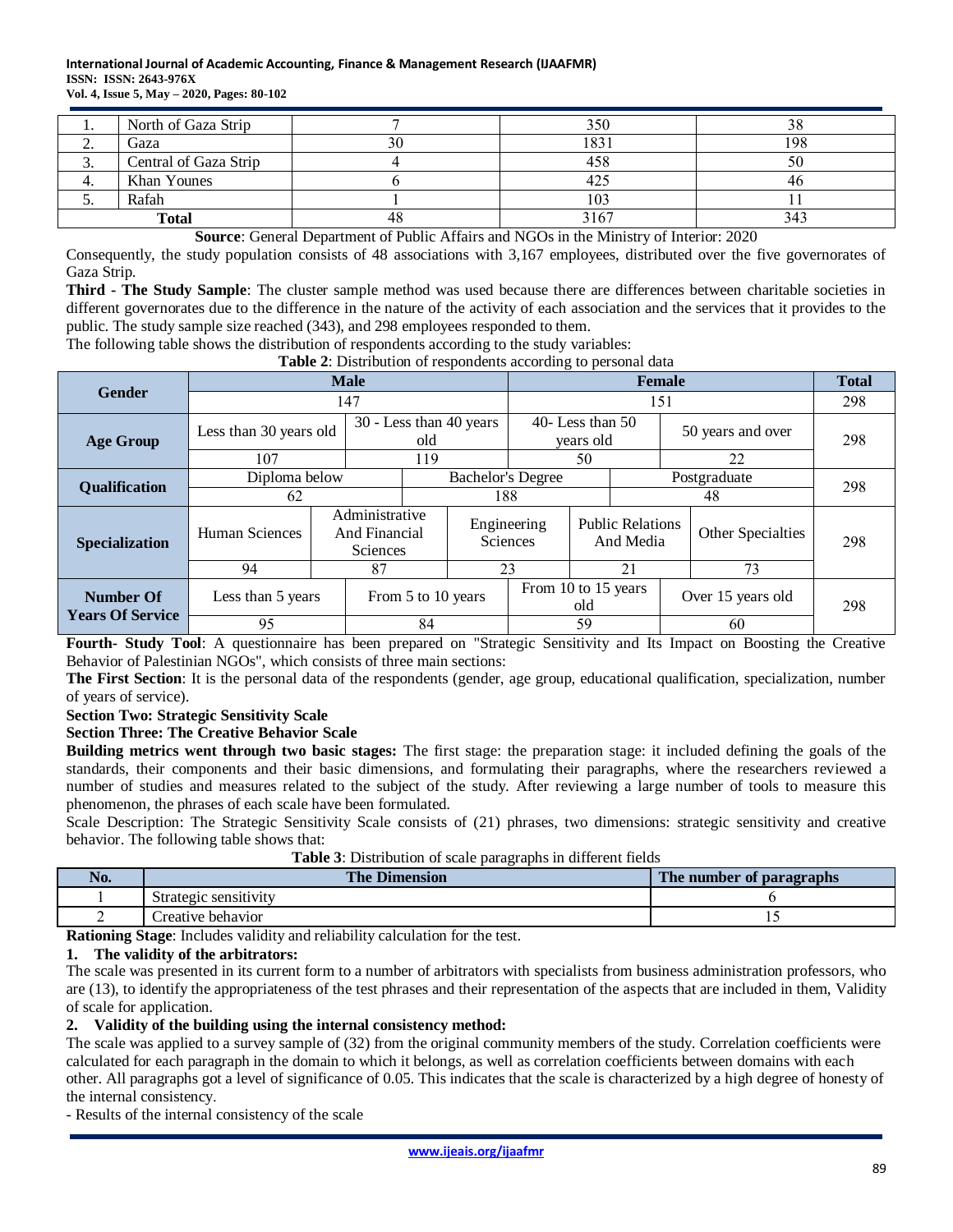| 1. | North of Gaza Strip | 7 | 350 | 38 |
|---|---|---|---|---|
| 2. | Gaza | 30 | 1831 | 198 |
| 3. | Central of Gaza Strip | 4 | 458 | 50 |
| 4. | Khan Younes | 6 | 425 | 46 |
| 5. | Rafah | 1 | 103 | 11 |
| **Total** | | 48 | 3167 | 343 |

**Source**: General Department of Public Affairs and NGOs in the Ministry of Interior: 2020

Consequently, the study population consists of 48 associations with 3,167 employees, distributed over the five governorates of Gaza Strip.

**Third - The Study Sample**: The cluster sample method was used because there are differences between charitable societies in different governorates due to the difference in the nature of the activity of each association and the services that it provides to the public. The study sample size reached (343), and 298 employees responded to them.

The following table shows the distribution of respondents according to the study variables:

**Table 2**: Distribution of respondents according to personal data

| **Gender** | **Male** | | | | **Female** | **Total** |
|---|---|---|---|---|---|---|
| | 147 | | | | 151 | 298 |
| **Age Group** | Less than 30 years old | 30 - Less than 40 years old | 40- Less than 50 years old | 50 years and over | | 298 |
| | 107 | 119 | 50 | 22 | | |
| **Qualification** | Diploma below | Bachelor's Degree | Postgraduate | | | 298 |
| | 62 | 188 | 48 | | | |
| **Specialization** | Human Sciences | Administrative And Financial Sciences | Engineering Sciences | Public Relations And Media | Other Specialties | 298 |
| | 94 | 87 | 23 | 21 | 73 | |
| **Number Of Years Of Service** | Less than 5 years | From 5 to 10 years | From 10 to 15 years old | Over 15 years old | | 298 |
| | 95 | 84 | 59 | 60 | | |

**Fourth- Study Tool**: A questionnaire has been prepared on "Strategic Sensitivity and Its Impact on Boosting the Creative Behavior of Palestinian NGOs", which consists of three main sections:

**The First Section**: It is the personal data of the respondents (gender, age group, educational qualification, specialization, number of years of service).

**Section Two: Strategic Sensitivity Scale**

**Section Three: The Creative Behavior Scale**

**Building metrics went through two basic stages:** The first stage: the preparation stage: it included defining the goals of the standards, their components and their basic dimensions, and formulating their paragraphs, where the researchers reviewed a number of studies and measures related to the subject of the study. After reviewing a large number of tools to measure this phenomenon, the phrases of each scale have been formulated.

Scale Description: The Strategic Sensitivity Scale consists of (21) phrases, two dimensions: strategic sensitivity and creative behavior. The following table shows that:

**Table 3**: Distribution of scale paragraphs in different fields

| No. | The Dimension | The number of paragraphs |
|---|---|---|
| 1 | Strategic sensitivity | 6 |
| 2 | Creative behavior | 15 |

**Rationing Stage**: Includes validity and reliability calculation for the test.

**1. The validity of the arbitrators:**

The scale was presented in its current form to a number of arbitrators with specialists from business administration professors, who are (13), to identify the appropriateness of the test phrases and their representation of the aspects that are included in them, Validity of scale for application.

**2. Validity of the building using the internal consistency method:**

The scale was applied to a survey sample of (32) from the original community members of the study. Correlation coefficients were calculated for each paragraph in the domain to which it belongs, as well as correlation coefficients between domains with each other. All paragraphs got a level of significance of 0.05. This indicates that the scale is characterized by a high degree of honesty of the internal consistency.

- Results of the internal consistency of the scale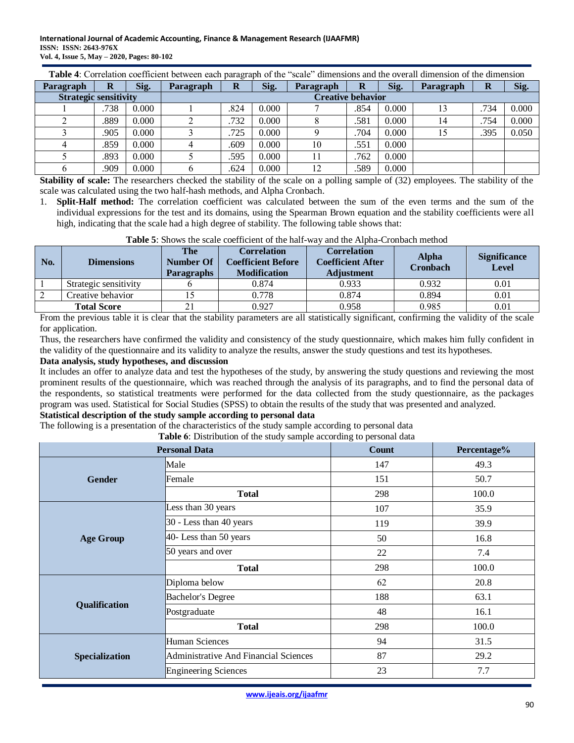**Table 4**: Correlation coefficient between each paragraph of the "scale" dimensions and the overall dimension of the dimension

| Paragraph | R | Sig. | Paragraph | R | Sig. | Paragraph | R | Sig. | Paragraph | R | Sig. |
|---|---|---|---|---|---|---|---|---|---|---|---|
| Strategic sensitivity | | | Creative behavior | | | | | | | | |
| 1 | .738 | 0.000 | 1 | .824 | 0.000 | 7 | .854 | 0.000 | 13 | .734 | 0.000 |
| 2 | .889 | 0.000 | 2 | .732 | 0.000 | 8 | .581 | 0.000 | 14 | .754 | 0.000 |
| 3 | .905 | 0.000 | 3 | .725 | 0.000 | 9 | .704 | 0.000 | 15 | .395 | 0.050 |
| 4 | .859 | 0.000 | 4 | .609 | 0.000 | 10 | .551 | 0.000 | | | |
| 5 | .893 | 0.000 | 5 | .595 | 0.000 | 11 | .762 | 0.000 | | | |
| 6 | .909 | 0.000 | 6 | .624 | 0.000 | 12 | .589 | 0.000 | | | |

**Stability of scale:** The researchers checked the stability of the scale on a polling sample of (32) employees. The stability of the scale was calculated using the two half-hash methods, and Alpha Cronbach.

1. **Split-Half method:** The correlation coefficient was calculated between the sum of the even terms and the sum of the individual expressions for the test and its domains, using the Spearman Brown equation and the stability coefficients were all high, indicating that the scale had a high degree of stability. The following table shows that:

**Table 5**: Shows the scale coefficient of the half-way and the Alpha-Cronbach method

| No. | Dimensions | The Number Of Paragraphs | Correlation Coefficient Before Modification | Correlation Coefficient After Adjustment | Alpha Cronbach | Significance Level |
|---|---|---|---|---|---|---|
| 1 | Strategic sensitivity | 6 | 0.874 | 0.933 | 0.932 | 0.01 |
| 2 | Creative behavior | 15 | 0.778 | 0.874 | 0.894 | 0.01 |
| Total Score | | 21 | 0.927 | 0.958 | 0.985 | 0.01 |

From the previous table it is clear that the stability parameters are all statistically significant, confirming the validity of the scale for application.

Thus, the researchers have confirmed the validity and consistency of the study questionnaire, which makes him fully confident in the validity of the questionnaire and its validity to analyze the results, answer the study questions and test its hypotheses.

**Data analysis, study hypotheses, and discussion**

It includes an offer to analyze data and test the hypotheses of the study, by answering the study questions and reviewing the most prominent results of the questionnaire, which was reached through the analysis of its paragraphs, and to find the personal data of the respondents, so statistical treatments were performed for the data collected from the study questionnaire, as the packages program was used. Statistical for Social Studies (SPSS) to obtain the results of the study that was presented and analyzed.

**Statistical description of the study sample according to personal data**

The following is a presentation of the characteristics of the study sample according to personal data

**Table 6**: Distribution of the study sample according to personal data

| Personal Data | | Count | Percentage% |
|---|---|---|---|
| Gender | Male | 147 | 49.3 |
| | Female | 151 | 50.7 |
| | **Total** | 298 | 100.0 |
| Age Group | Less than 30 years | 107 | 35.9 |
| | 30 - Less than 40 years | 119 | 39.9 |
| | 40- Less than 50 years | 50 | 16.8 |
| | 50 years and over | 22 | 7.4 |
| | **Total** | 298 | 100.0 |
| Qualification | Diploma below | 62 | 20.8 |
| | Bachelor's Degree | 188 | 63.1 |
| | Postgraduate | 48 | 16.1 |
| | **Total** | 298 | 100.0 |
| Specialization | Human Sciences | 94 | 31.5 |
| | Administrative And Financial Sciences | 87 | 29.2 |
| | Engineering Sciences | 23 | 7.7 |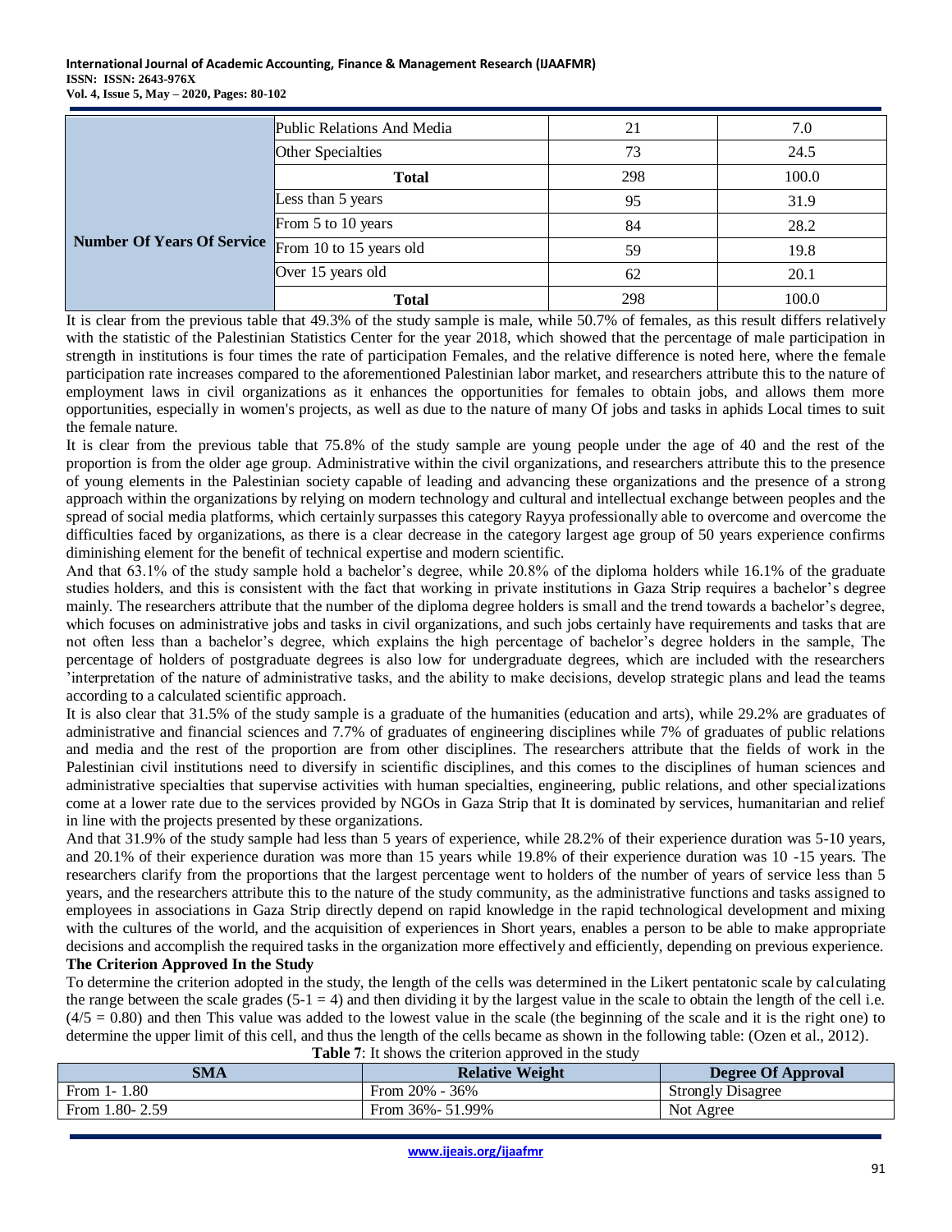| | Public Relations And Media | 21 | 7.0 |
|---|---|---|---|
| | Other Specialties | 73 | 24.5 |
| | **Total** | 298 | 100.0 |
| **Number Of Years Of Service** | Less than 5 years | 95 | 31.9 |
| | From 5 to 10 years | 84 | 28.2 |
| | From 10 to 15 years old | 59 | 19.8 |
| | Over 15 years old | 62 | 20.1 |
| | **Total** | 298 | 100.0 |

It is clear from the previous table that 49.3% of the study sample is male, while 50.7% of females, as this result differs relatively with the statistic of the Palestinian Statistics Center for the year 2018, which showed that the percentage of male participation in strength in institutions is four times the rate of participation Females, and the relative difference is noted here, where the female participation rate increases compared to the aforementioned Palestinian labor market, and researchers attribute this to the nature of employment laws in civil organizations as it enhances the opportunities for females to obtain jobs, and allows them more opportunities, especially in women's projects, as well as due to the nature of many Of jobs and tasks in aphids Local times to suit the female nature.

It is clear from the previous table that 75.8% of the study sample are young people under the age of 40 and the rest of the proportion is from the older age group. Administrative within the civil organizations, and researchers attribute this to the presence of young elements in the Palestinian society capable of leading and advancing these organizations and the presence of a strong approach within the organizations by relying on modern technology and cultural and intellectual exchange between peoples and the spread of social media platforms, which certainly surpasses this category Rayya professionally able to overcome and overcome the difficulties faced by organizations, as there is a clear decrease in the category largest age group of 50 years experience confirms diminishing element for the benefit of technical expertise and modern scientific.

And that 63.1% of the study sample hold a bachelor's degree, while 20.8% of the diploma holders while 16.1% of the graduate studies holders, and this is consistent with the fact that working in private institutions in Gaza Strip requires a bachelor's degree mainly. The researchers attribute that the number of the diploma degree holders is small and the trend towards a bachelor's degree, which focuses on administrative jobs and tasks in civil organizations, and such jobs certainly have requirements and tasks that are not often less than a bachelor's degree, which explains the high percentage of bachelor's degree holders in the sample, The percentage of holders of postgraduate degrees is also low for undergraduate degrees, which are included with the researchers 'interpretation of the nature of administrative tasks, and the ability to make decisions, develop strategic plans and lead the teams according to a calculated scientific approach.

It is also clear that 31.5% of the study sample is a graduate of the humanities (education and arts), while 29.2% are graduates of administrative and financial sciences and 7.7% of graduates of engineering disciplines while 7% of graduates of public relations and media and the rest of the proportion are from other disciplines. The researchers attribute that the fields of work in the Palestinian civil institutions need to diversify in scientific disciplines, and this comes to the disciplines of human sciences and administrative specialties that supervise activities with human specialties, engineering, public relations, and other specializations come at a lower rate due to the services provided by NGOs in Gaza Strip that It is dominated by services, humanitarian and relief in line with the projects presented by these organizations.

And that 31.9% of the study sample had less than 5 years of experience, while 28.2% of their experience duration was 5-10 years, and 20.1% of their experience duration was more than 15 years while 19.8% of their experience duration was 10 -15 years. The researchers clarify from the proportions that the largest percentage went to holders of the number of years of service less than 5 years, and the researchers attribute this to the nature of the study community, as the administrative functions and tasks assigned to employees in associations in Gaza Strip directly depend on rapid knowledge in the rapid technological development and mixing with the cultures of the world, and the acquisition of experiences in Short years, enables a person to be able to make appropriate decisions and accomplish the required tasks in the organization more effectively and efficiently, depending on previous experience.

**The Criterion Approved In the Study**

To determine the criterion adopted in the study, the length of the cells was determined in the Likert pentatonic scale by calculating the range between the scale grades ($5-1 = 4$) and then dividing it by the largest value in the scale to obtain the length of the cell i.e. ($4/5 = 0.80$) and then This value was added to the lowest value in the scale (the beginning of the scale and it is the right one) to determine the upper limit of this cell, and thus the length of the cells became as shown in the following table: (Ozen et al., 2012).

**Table 7**: It shows the criterion approved in the study

| SMA | Relative Weight | Degree Of Approval |
|---|---|---|
| From 1- 1.80 | From 20% - 36% | Strongly Disagree |
| From 1.80- 2.59 | From 36%- 51.99% | Not Agree |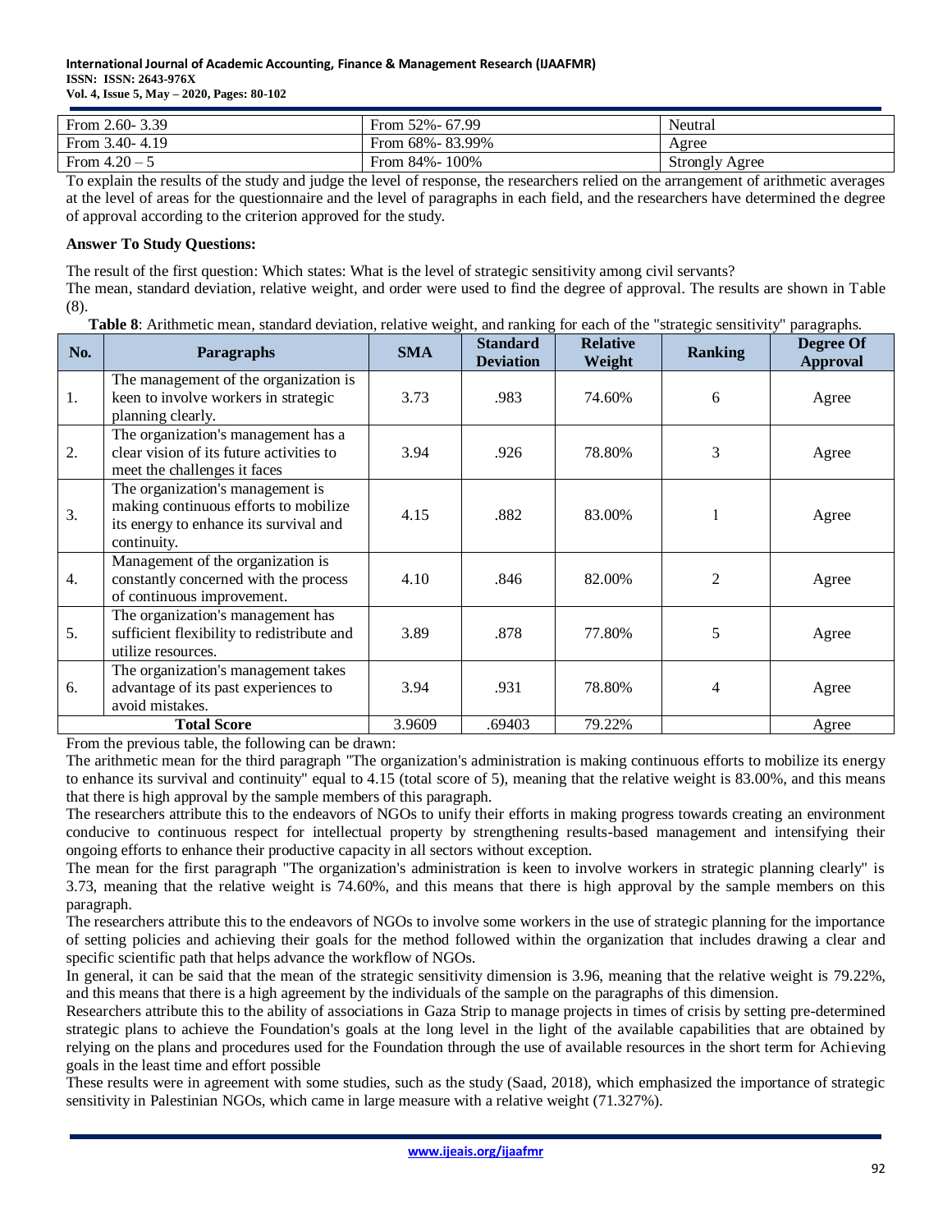| From 2.60- 3.39 | From 52%- 67.99 | Neutral |
|---|---|---|
| From 3.40- 4.19 | From 68%- 83.99% | Agree |
| From 4.20 – 5 | From 84%- 100% | Strongly Agree |

To explain the results of the study and judge the level of response, the researchers relied on the arrangement of arithmetic averages at the level of areas for the questionnaire and the level of paragraphs in each field, and the researchers have determined the degree of approval according to the criterion approved for the study.

**Answer To Study Questions:**

The result of the first question: Which states: What is the level of strategic sensitivity among civil servants?

The mean, standard deviation, relative weight, and order were used to find the degree of approval. The results are shown in Table (8).

**Table 8**: Arithmetic mean, standard deviation, relative weight, and ranking for each of the "strategic sensitivity" paragraphs.

| No. | Paragraphs | SMA | Standard Deviation | Relative Weight | Ranking | Degree Of Approval |
|---|---|---|---|---|---|---|
| 1. | The management of the organization is keen to involve workers in strategic planning clearly. | 3.73 | .983 | 74.60% | 6 | Agree |
| 2. | The organization's management has a clear vision of its future activities to meet the challenges it faces | 3.94 | .926 | 78.80% | 3 | Agree |
| 3. | The organization's management is making continuous efforts to mobilize its energy to enhance its survival and continuity. | 4.15 | .882 | 83.00% | 1 | Agree |
| 4. | Management of the organization is constantly concerned with the process of continuous improvement. | 4.10 | .846 | 82.00% | 2 | Agree |
| 5. | The organization's management has sufficient flexibility to redistribute and utilize resources. | 3.89 | .878 | 77.80% | 5 | Agree |
| 6. | The organization's management takes advantage of its past experiences to avoid mistakes. | 3.94 | .931 | 78.80% | 4 | Agree |
| Total Score | | 3.9609 | .69403 | 79.22% | | Agree |

From the previous table, the following can be drawn:

The arithmetic mean for the third paragraph "The organization's administration is making continuous efforts to mobilize its energy to enhance its survival and continuity" equal to 4.15 (total score of 5), meaning that the relative weight is 83.00%, and this means that there is high approval by the sample members of this paragraph.

The researchers attribute this to the endeavors of NGOs to unify their efforts in making progress towards creating an environment conducive to continuous respect for intellectual property by strengthening results-based management and intensifying their ongoing efforts to enhance their productive capacity in all sectors without exception.

The mean for the first paragraph "The organization's administration is keen to involve workers in strategic planning clearly" is 3.73, meaning that the relative weight is 74.60%, and this means that there is high approval by the sample members on this paragraph.

The researchers attribute this to the endeavors of NGOs to involve some workers in the use of strategic planning for the importance of setting policies and achieving their goals for the method followed within the organization that includes drawing a clear and specific scientific path that helps advance the workflow of NGOs.

In general, it can be said that the mean of the strategic sensitivity dimension is 3.96, meaning that the relative weight is 79.22%, and this means that there is a high agreement by the individuals of the sample on the paragraphs of this dimension.

Researchers attribute this to the ability of associations in Gaza Strip to manage projects in times of crisis by setting pre-determined strategic plans to achieve the Foundation's goals at the long level in the light of the available capabilities that are obtained by relying on the plans and procedures used for the Foundation through the use of available resources in the short term for Achieving goals in the least time and effort possible

These results were in agreement with some studies, such as the study (Saad, 2018), which emphasized the importance of strategic sensitivity in Palestinian NGOs, which came in large measure with a relative weight (71.327%).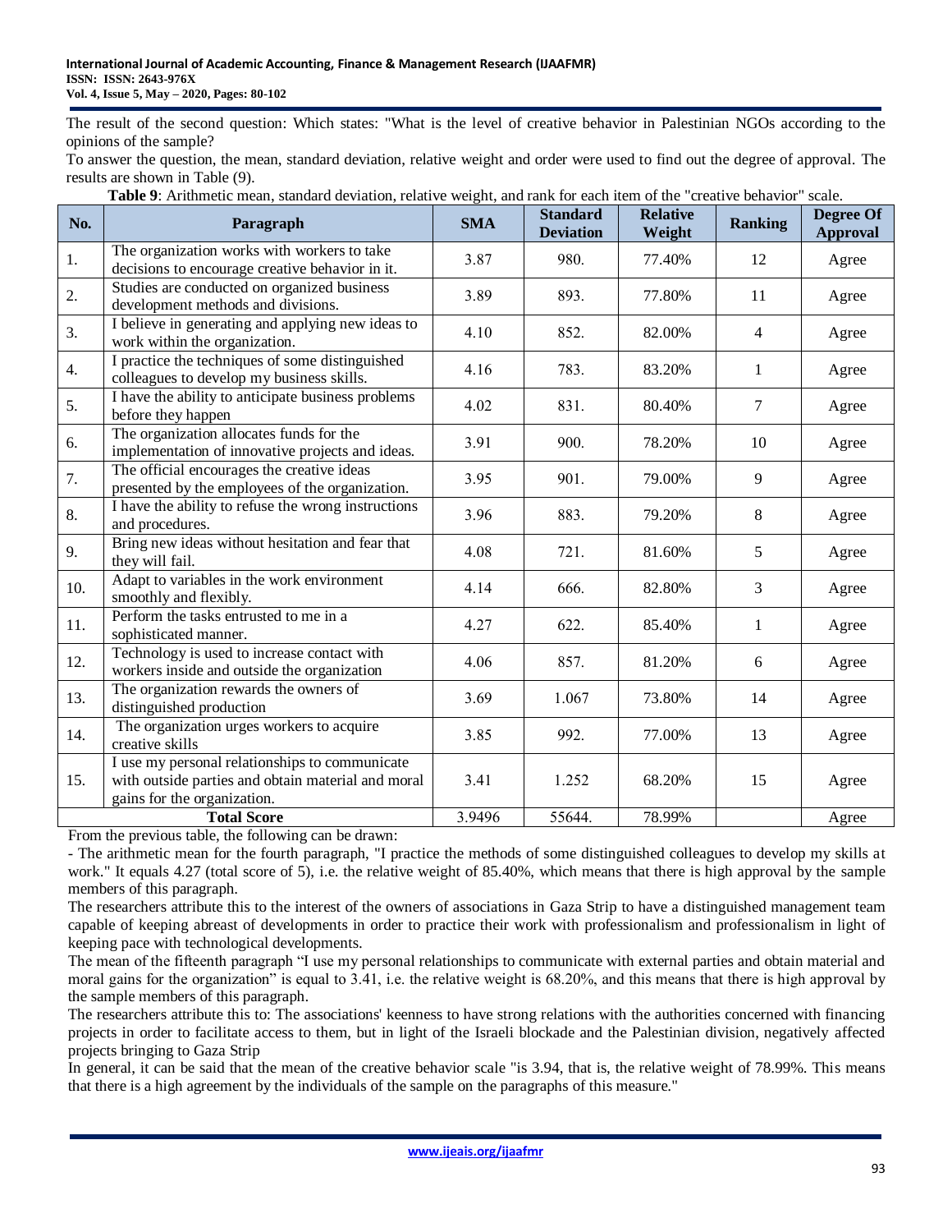The result of the second question: Which states: "What is the level of creative behavior in Palestinian NGOs according to the opinions of the sample?

To answer the question, the mean, standard deviation, relative weight and order were used to find out the degree of approval. The results are shown in Table (9).

**Table 9**: Arithmetic mean, standard deviation, relative weight, and rank for each item of the "creative behavior" scale.

| No. | Paragraph | SMA | Standard Deviation | Relative Weight | Ranking | Degree Of Approval |
|---|---|---|---|---|---|---|
| 1. | The organization works with workers to take decisions to encourage creative behavior in it. | 3.87 | 980. | 77.40% | 12 | Agree |
| 2. | Studies are conducted on organized business development methods and divisions. | 3.89 | 893. | 77.80% | 11 | Agree |
| 3. | I believe in generating and applying new ideas to work within the organization. | 4.10 | 852. | 82.00% | 4 | Agree |
| 4. | I practice the techniques of some distinguished colleagues to develop my business skills. | 4.16 | 783. | 83.20% | 1 | Agree |
| 5. | I have the ability to anticipate business problems before they happen | 4.02 | 831. | 80.40% | 7 | Agree |
| 6. | The organization allocates funds for the implementation of innovative projects and ideas. | 3.91 | 900. | 78.20% | 10 | Agree |
| 7. | The official encourages the creative ideas presented by the employees of the organization. | 3.95 | 901. | 79.00% | 9 | Agree |
| 8. | I have the ability to refuse the wrong instructions and procedures. | 3.96 | 883. | 79.20% | 8 | Agree |
| 9. | Bring new ideas without hesitation and fear that they will fail. | 4.08 | 721. | 81.60% | 5 | Agree |
| 10. | Adapt to variables in the work environment smoothly and flexibly. | 4.14 | 666. | 82.80% | 3 | Agree |
| 11. | Perform the tasks entrusted to me in a sophisticated manner. | 4.27 | 622. | 85.40% | 1 | Agree |
| 12. | Technology is used to increase contact with workers inside and outside the organization | 4.06 | 857. | 81.20% | 6 | Agree |
| 13. | The organization rewards the owners of distinguished production | 3.69 | 1.067 | 73.80% | 14 | Agree |
| 14. | The organization urges workers to acquire creative skills | 3.85 | 992. | 77.00% | 13 | Agree |
| 15. | I use my personal relationships to communicate with outside parties and obtain material and moral gains for the organization. | 3.41 | 1.252 | 68.20% | 15 | Agree |
| | **Total Score** | 3.9496 | 55644. | 78.99% | | Agree |

From the previous table, the following can be drawn:

- The arithmetic mean for the fourth paragraph, "I practice the methods of some distinguished colleagues to develop my skills at work." It equals 4.27 (total score of 5), i.e. the relative weight of 85.40%, which means that there is high approval by the sample members of this paragraph.

The researchers attribute this to the interest of the owners of associations in Gaza Strip to have a distinguished management team capable of keeping abreast of developments in order to practice their work with professionalism and professionalism in light of keeping pace with technological developments.

The mean of the fifteenth paragraph "I use my personal relationships to communicate with external parties and obtain material and moral gains for the organization" is equal to 3.41, i.e. the relative weight is 68.20%, and this means that there is high approval by the sample members of this paragraph.

The researchers attribute this to: The associations' keenness to have strong relations with the authorities concerned with financing projects in order to facilitate access to them, but in light of the Israeli blockade and the Palestinian division, negatively affected projects bringing to Gaza Strip

In general, it can be said that the mean of the creative behavior scale "is 3.94, that is, the relative weight of 78.99%. This means that there is a high agreement by the individuals of the sample on the paragraphs of this measure."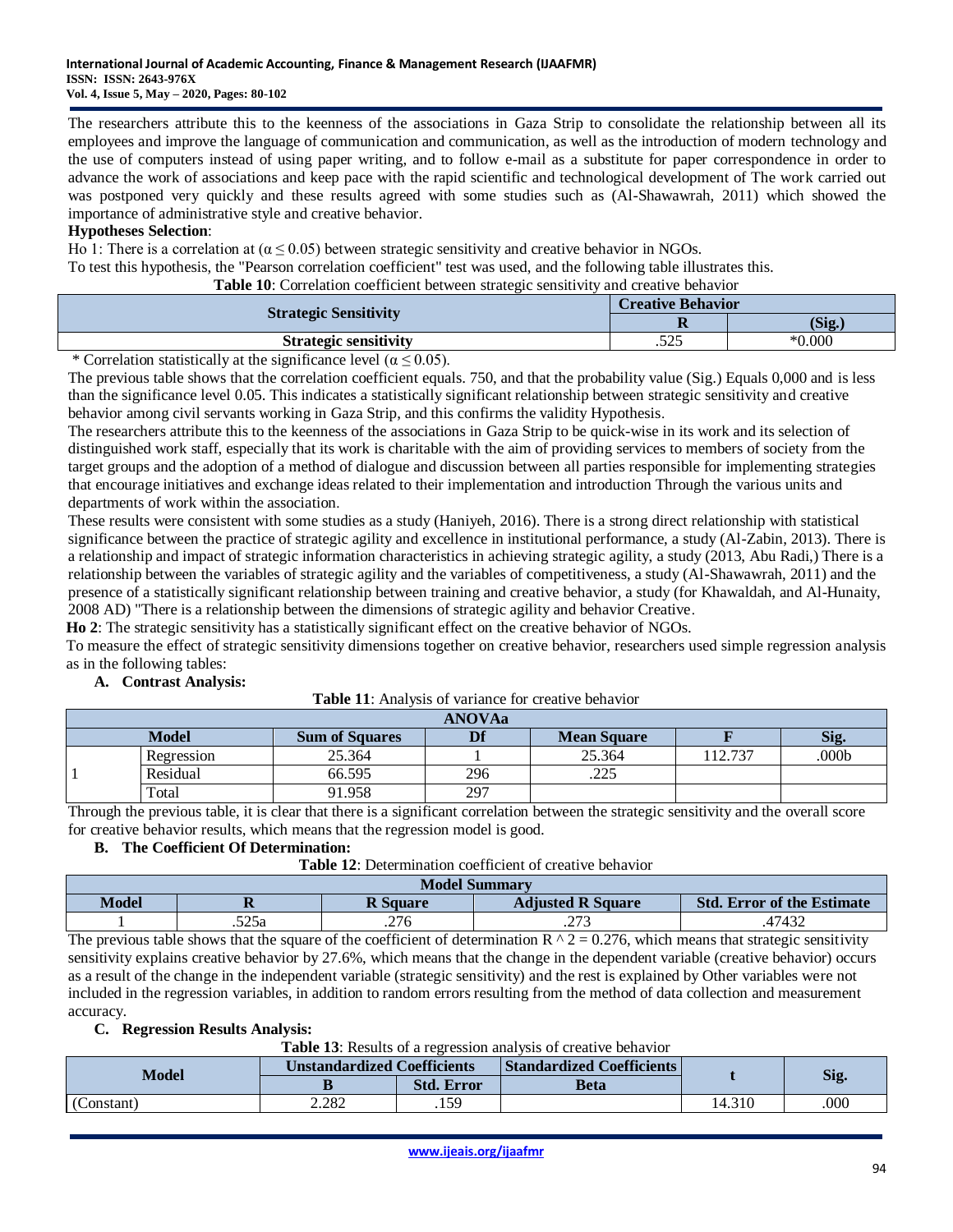The researchers attribute this to the keenness of the associations in Gaza Strip to consolidate the relationship between all its employees and improve the language of communication and communication, as well as the introduction of modern technology and the use of computers instead of using paper writing, and to follow e-mail as a substitute for paper correspondence in order to advance the work of associations and keep pace with the rapid scientific and technological development of The work carried out was postponed very quickly and these results agreed with some studies such as (Al-Shawawrah, 2011) which showed the importance of administrative style and creative behavior.

**Hypotheses Selection**:

Ho 1: There is a correlation at ($\alpha \leq 0.05$) between strategic sensitivity and creative behavior in NGOs.

To test this hypothesis, the "Pearson correlation coefficient" test was used, and the following table illustrates this.

**Table 10**: Correlation coefficient between strategic sensitivity and creative behavior

| Strategic Sensitivity | Creative Behavior | |
|---|---|---|
| | R | (Sig.) |
| Strategic sensitivity | .525 | *0.000 |

\* Correlation statistically at the significance level ($\alpha \leq 0.05$).

The previous table shows that the correlation coefficient equals. 750, and that the probability value (Sig.) Equals 0,000 and is less than the significance level 0.05. This indicates a statistically significant relationship between strategic sensitivity and creative behavior among civil servants working in Gaza Strip, and this confirms the validity Hypothesis.

The researchers attribute this to the keenness of the associations in Gaza Strip to be quick-wise in its work and its selection of distinguished work staff, especially that its work is charitable with the aim of providing services to members of society from the target groups and the adoption of a method of dialogue and discussion between all parties responsible for implementing strategies that encourage initiatives and exchange ideas related to their implementation and introduction Through the various units and departments of work within the association.

These results were consistent with some studies as a study (Haniyeh, 2016). There is a strong direct relationship with statistical significance between the practice of strategic agility and excellence in institutional performance, a study (Al-Zabin, 2013). There is a relationship and impact of strategic information characteristics in achieving strategic agility, a study (2013, Abu Radi,) There is a relationship between the variables of strategic agility and the variables of competitiveness, a study (Al-Shawawrah, 2011) and the presence of a statistically significant relationship between training and creative behavior, a study (for Khawaldah, and Al-Hunaity, 2008 AD) "There is a relationship between the dimensions of strategic agility and behavior Creative.

**Ho 2**: The strategic sensitivity has a statistically significant effect on the creative behavior of NGOs.

To measure the effect of strategic sensitivity dimensions together on creative behavior, researchers used simple regression analysis as in the following tables:

**A. Contrast Analysis:**

**Table 11**: Analysis of variance for creative behavior

| ANOVAa | | | | | | |
|---|---|---|---|---|---|---|
| Model | | Sum of Squares | Df | Mean Square | F | Sig. |
| 1 | Regression | 25.364 | 1 | 25.364 | 112.737 | .000b |
| | Residual | 66.595 | 296 | .225 | | |
| | Total | 91.958 | 297 | | | |

Through the previous table, it is clear that there is a significant correlation between the strategic sensitivity and the overall score for creative behavior results, which means that the regression model is good.

**B. The Coefficient Of Determination:**

**Table 12**: Determination coefficient of creative behavior

| Model Summary | | | | |
|---|---|---|---|---|
| Model | R | R Square | Adjusted R Square | Std. Error of the Estimate |
| 1 | .525a | .276 | .273 | .47432 |

The previous table shows that the square of the coefficient of determination R ^ 2 = 0.276, which means that strategic sensitivity sensitivity explains creative behavior by 27.6%, which means that the change in the dependent variable (creative behavior) occurs as a result of the change in the independent variable (strategic sensitivity) and the rest is explained by Other variables were not included in the regression variables, in addition to random errors resulting from the method of data collection and measurement accuracy.

**C. Regression Results Analysis:**

**Table 13**: Results of a regression analysis of creative behavior

| Model | Unstandardized Coefficients | | Standardized Coefficients | t | Sig. |
|---|---|---|---|---|---|
| | B | Std. Error | Beta | | |
| (Constant) | 2.282 | .159 | | 14.310 | .000 |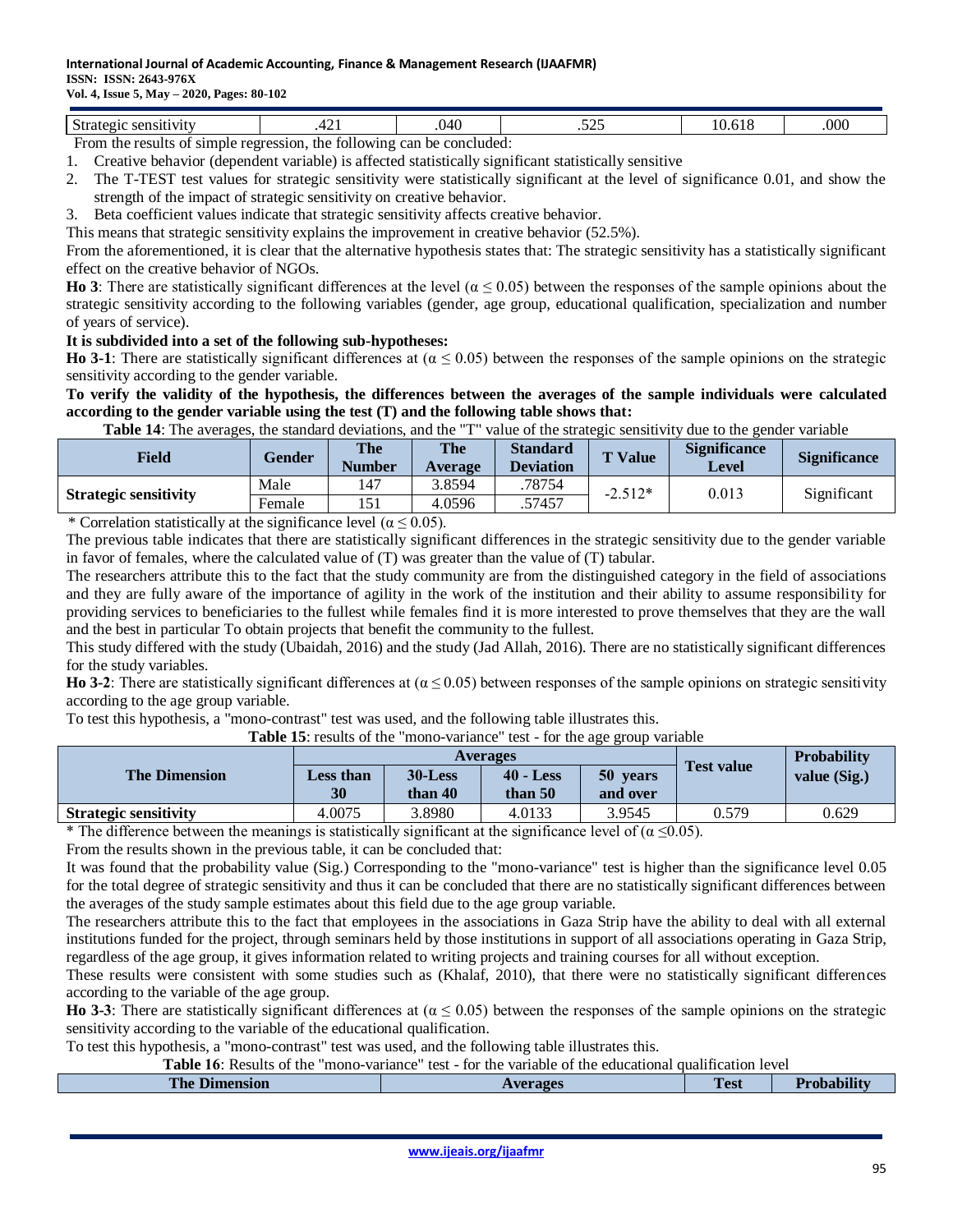| Strategic sensitivity | .421 | .040 | .525 | 10.618 | .000 |
|---|---|---|---|---|---|

From the results of simple regression, the following can be concluded:

1. Creative behavior (dependent variable) is affected statistically significant statistically sensitive
2. The T-TEST test values for strategic sensitivity were statistically significant at the level of significance 0.01, and show the strength of the impact of strategic sensitivity on creative behavior.
3. Beta coefficient values indicate that strategic sensitivity affects creative behavior.

This means that strategic sensitivity explains the improvement in creative behavior (52.5%).

From the aforementioned, it is clear that the alternative hypothesis states that: The strategic sensitivity has a statistically significant effect on the creative behavior of NGOs.

**Ho 3**: There are statistically significant differences at the level ($\alpha \leq 0.05$) between the responses of the sample opinions about the strategic sensitivity according to the following variables (gender, age group, educational qualification, specialization and number of years of service).

**It is subdivided into a set of the following sub-hypotheses:**

**Ho 3-1**: There are statistically significant differences at ($\alpha \leq 0.05$) between the responses of the sample opinions on the strategic sensitivity according to the gender variable.

**To verify the validity of the hypothesis, the differences between the averages of the sample individuals were calculated according to the gender variable using the test (T) and the following table shows that:**

**Table 14**: The averages, the standard deviations, and the "T" value of the strategic sensitivity due to the gender variable

| Field | Gender | The Number | The Average | Standard Deviation | T Value | Significance Level | Significance |
|---|---|---|---|---|---|---|---|
| Strategic sensitivity | Male | 147 | 3.8594 | .78754 | -2.512* | 0.013 | Significant |
| | Female | 151 | 4.0596 | .57457 | | | |

\* Correlation statistically at the significance level ($\alpha \leq 0.05$).

The previous table indicates that there are statistically significant differences in the strategic sensitivity due to the gender variable in favor of females, where the calculated value of (T) was greater than the value of (T) tabular.

The researchers attribute this to the fact that the study community are from the distinguished category in the field of associations and they are fully aware of the importance of agility in the work of the institution and their ability to assume responsibility for providing services to beneficiaries to the fullest while females find it is more interested to prove themselves that they are the wall and the best in particular To obtain projects that benefit the community to the fullest.

This study differed with the study (Ubaidah, 2016) and the study (Jad Allah, 2016). There are no statistically significant differences for the study variables.

**Ho 3-2**: There are statistically significant differences at ($\alpha \leq 0.05$) between responses of the sample opinions on strategic sensitivity according to the age group variable.

To test this hypothesis, a "mono-contrast" test was used, and the following table illustrates this.

**Table 15**: results of the "mono-variance" test - for the age group variable

| The Dimension | Averages | | | | Test value | Probability value (Sig.) |
|---|---|---|---|---|---|---|
| | Less than 30 | 30-Less than 40 | 40 - Less than 50 | 50 years and over | | |
| Strategic sensitivity | 4.0075 | 3.8980 | 4.0133 | 3.9545 | 0.579 | 0.629 |

\* The difference between the meanings is statistically significant at the significance level of ($\alpha \leq 0.05$).

From the results shown in the previous table, it can be concluded that:

It was found that the probability value (Sig.) Corresponding to the "mono-variance" test is higher than the significance level 0.05 for the total degree of strategic sensitivity and thus it can be concluded that there are no statistically significant differences between the averages of the study sample estimates about this field due to the age group variable.

The researchers attribute this to the fact that employees in the associations in Gaza Strip have the ability to deal with all external institutions funded for the project, through seminars held by those institutions in support of all associations operating in Gaza Strip, regardless of the age group, it gives information related to writing projects and training courses for all without exception.

These results were consistent with some studies such as (Khalaf, 2010), that there were no statistically significant differences according to the variable of the age group.

**Ho 3-3**: There are statistically significant differences at ($\alpha \leq 0.05$) between the responses of the sample opinions on the strategic sensitivity according to the variable of the educational qualification.

To test this hypothesis, a "mono-contrast" test was used, and the following table illustrates this.

**Table 16**: Results of the "mono-variance" test - for the variable of the educational qualification level

| The Dimension | Averages | Test | Probability |
|---|---|---|---|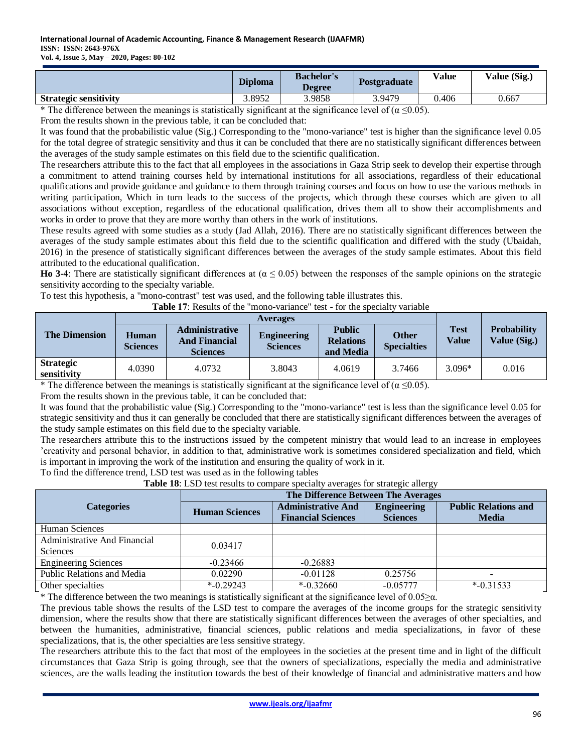|  | Diploma | Bachelor's Degree | Postgraduate | Value | Value (Sig.) |
|---|---|---|---|---|---|
| **Strategic sensitivity** | 3.8952 | 3.9858 | 3.9479 | 0.406 | 0.667 |

* The difference between the meanings is statistically significant at the significance level of ($\alpha \leq 0.05$).

From the results shown in the previous table, it can be concluded that:

It was found that the probabilistic value (Sig.) Corresponding to the "mono-variance" test is higher than the significance level 0.05 for the total degree of strategic sensitivity and thus it can be concluded that there are no statistically significant differences between the averages of the study sample estimates on this field due to the scientific qualification.

The researchers attribute this to the fact that all employees in the associations in Gaza Strip seek to develop their expertise through a commitment to attend training courses held by international institutions for all associations, regardless of their educational qualifications and provide guidance and guidance to them through training courses and focus on how to use the various methods in writing participation, Which in turn leads to the success of the projects, which through these courses which are given to all associations without exception, regardless of the educational qualification, drives them all to show their accomplishments and works in order to prove that they are more worthy than others in the work of institutions.

These results agreed with some studies as a study (Jad Allah, 2016). There are no statistically significant differences between the averages of the study sample estimates about this field due to the scientific qualification and differed with the study (Ubaidah, 2016) in the presence of statistically significant differences between the averages of the study sample estimates. About this field attributed to the educational qualification.

**Ho 3-4**: There are statistically significant differences at ($\alpha \leq 0.05$) between the responses of the sample opinions on the strategic sensitivity according to the specialty variable.

To test this hypothesis, a "mono-contrast" test was used, and the following table illustrates this.

**Table 17**: Results of the "mono-variance" test - for the specialty variable

| The Dimension | Averages | | | | | Test Value | Probability Value (Sig.) |
|---|---|---|---|---|---|---|---|
| | Human Sciences | Administrative And Financial Sciences | Engineering Sciences | Public Relations and Media | Other Specialties | | |
| **Strategic sensitivity** | 4.0390 | 4.0732 | 3.8043 | 4.0619 | 3.7466 | 3.096* | 0.016 |

* The difference between the meanings is statistically significant at the significance level of ($\alpha \leq 0.05$).

From the results shown in the previous table, it can be concluded that:

It was found that the probabilistic value (Sig.) Corresponding to the "mono-variance" test is less than the significance level 0.05 for strategic sensitivity and thus it can generally be concluded that there are statistically significant differences between the averages of the study sample estimates on this field due to the specialty variable.

The researchers attribute this to the instructions issued by the competent ministry that would lead to an increase in employees 'creativity and personal behavior, in addition to that, administrative work is sometimes considered specialization and field, which is important in improving the work of the institution and ensuring the quality of work in it.

To find the difference trend, LSD test was used as in the following tables

**Table 18**: LSD test results to compare specialty averages for strategic allergy

| Categories | The Difference Between The Averages | | | |
|---|---|---|---|---|
| | Human Sciences | Administrative And Financial Sciences | Engineering Sciences | Public Relations and Media |
| Human Sciences | | | | |
| Administrative And Financial Sciences | 0.03417 | | | |
| Engineering Sciences | -0.23466 | -0.26883 | | |
| Public Relations and Media | 0.02290 | -0.01128 | 0.25756 | - |
| Other specialties | *-0.29243 | *-0.32660 | -0.05777 | *-0.31533 |

* The difference between the two meanings is statistically significant at the significance level of $0.05 \geq \alpha$.

The previous table shows the results of the LSD test to compare the averages of the income groups for the strategic sensitivity dimension, where the results show that there are statistically significant differences between the averages of other specialties, and between the humanities, administrative, financial sciences, public relations and media specializations, in favor of these specializations, that is, the other specialties are less sensitive strategy.

The researchers attribute this to the fact that most of the employees in the societies at the present time and in light of the difficult circumstances that Gaza Strip is going through, see that the owners of specializations, especially the media and administrative sciences, are the walls leading the institution towards the best of their knowledge of financial and administrative matters and how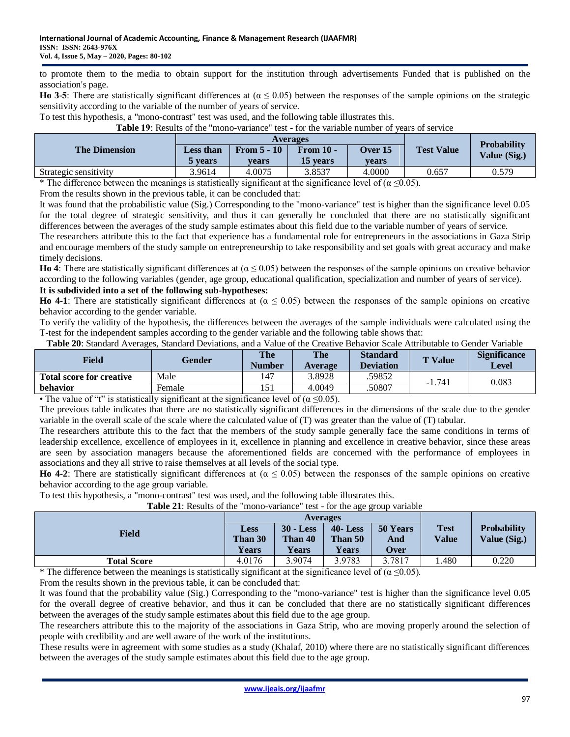to promote them to the media to obtain support for the institution through advertisements Funded that is published on the association's page.

**Ho 3-5**: There are statistically significant differences at ($\alpha \leq 0.05$) between the responses of the sample opinions on the strategic sensitivity according to the variable of the number of years of service.

To test this hypothesis, a "mono-contrast" test was used, and the following table illustrates this.

**Table 19**: Results of the "mono-variance" test - for the variable number of years of service

| The Dimension | Averages | | | | Test Value | Probability Value (Sig.) |
|---|---|---|---|---|---|---|
| | Less than 5 years | From 5 - 10 years | From 10 - 15 years | Over 15 years | | |
| Strategic sensitivity | 3.9614 | 4.0075 | 3.8537 | 4.0000 | 0.657 | 0.579 |

\* The difference between the meanings is statistically significant at the significance level of ($\alpha \leq 0.05$).

From the results shown in the previous table, it can be concluded that:

It was found that the probabilistic value (Sig.) Corresponding to the "mono-variance" test is higher than the significance level 0.05 for the total degree of strategic sensitivity, and thus it can generally be concluded that there are no statistically significant differences between the averages of the study sample estimates about this field due to the variable number of years of service.

The researchers attribute this to the fact that experience has a fundamental role for entrepreneurs in the associations in Gaza Strip and encourage members of the study sample on entrepreneurship to take responsibility and set goals with great accuracy and make timely decisions.

**Ho 4**: There are statistically significant differences at ($\alpha \leq 0.05$) between the responses of the sample opinions on creative behavior according to the following variables (gender, age group, educational qualification, specialization and number of years of service).

**It is subdivided into a set of the following sub-hypotheses:**

**Ho 4-1**: There are statistically significant differences at ($\alpha \leq 0.05$) between the responses of the sample opinions on creative behavior according to the gender variable.

To verify the validity of the hypothesis, the differences between the averages of the sample individuals were calculated using the T-test for the independent samples according to the gender variable and the following table shows that:

**Table 20**: Standard Averages, Standard Deviations, and a Value of the Creative Behavior Scale Attributable to Gender Variable

| Field | Gender | The Number | The Average | Standard Deviation | T Value | Significance Level |
|---|---|---|---|---|---|---|
| Total score for creative behavior | Male | 147 | 3.8928 | .59852 | -1.741 | 0.083 |
| | Female | 151 | 4.0049 | .50807 | | |

• The value of "t" is statistically significant at the significance level of ($\alpha \leq 0.05$).

The previous table indicates that there are no statistically significant differences in the dimensions of the scale due to the gender variable in the overall scale of the scale where the calculated value of (T) was greater than the value of (T) tabular.

The researchers attribute this to the fact that the members of the study sample generally face the same conditions in terms of leadership excellence, excellence of employees in it, excellence in planning and excellence in creative behavior, since these areas are seen by association managers because the aforementioned fields are concerned with the performance of employees in associations and they all strive to raise themselves at all levels of the social type.

**Ho 4-2**: There are statistically significant differences at ($\alpha \leq 0.05$) between the responses of the sample opinions on creative behavior according to the age group variable.

To test this hypothesis, a "mono-contrast" test was used, and the following table illustrates this.

**Table 21**: Results of the "mono-variance" test - for the age group variable

| Field | Averages | | | | Test Value | Probability Value (Sig.) |
|---|---|---|---|---|---|---|
| | Less Than 30 Years | 30 - Less Than 40 Years | 40- Less Than 50 Years | 50 Years And Over | | |
| Total Score | 4.0176 | 3.9074 | 3.9783 | 3.7817 | 1.480 | 0.220 |

\* The difference between the meanings is statistically significant at the significance level of ($\alpha \leq 0.05$).

From the results shown in the previous table, it can be concluded that:

It was found that the probability value (Sig.) Corresponding to the "mono-variance" test is higher than the significance level 0.05 for the overall degree of creative behavior, and thus it can be concluded that there are no statistically significant differences between the averages of the study sample estimates about this field due to the age group.

The researchers attribute this to the majority of the associations in Gaza Strip, who are moving properly around the selection of people with credibility and are well aware of the work of the institutions.

These results were in agreement with some studies as a study (Khalaf, 2010) where there are no statistically significant differences between the averages of the study sample estimates about this field due to the age group.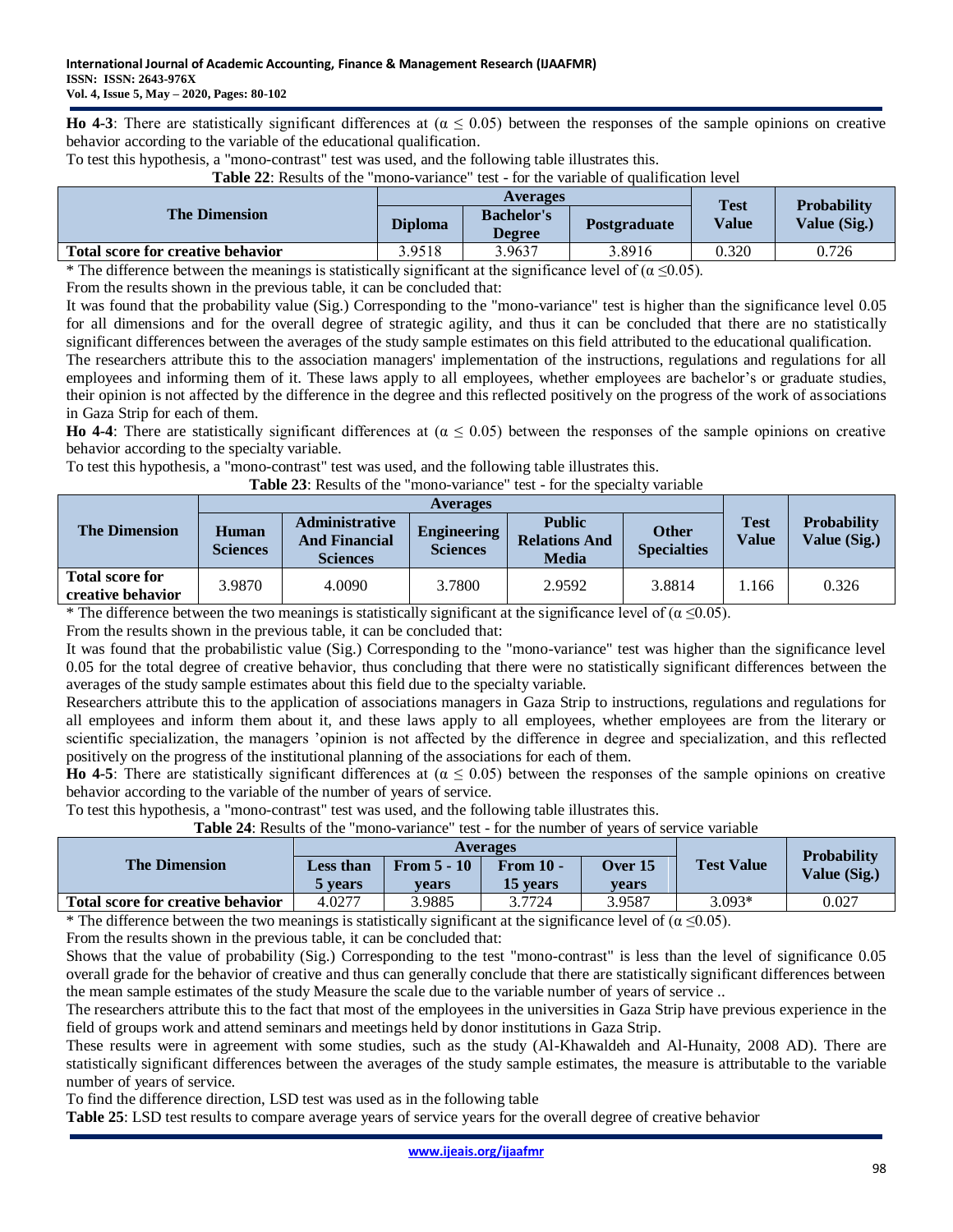**Ho 4-3**: There are statistically significant differences at ($\alpha \leq 0.05$) between the responses of the sample opinions on creative behavior according to the variable of the educational qualification.

To test this hypothesis, a "mono-contrast" test was used, and the following table illustrates this.

**Table 22**: Results of the "mono-variance" test - for the variable of qualification level

| The Dimension | Averages | | | Test Value | Probability Value (Sig.) |
|---|---|---|---|---|---|
| | Diploma | Bachelor's Degree | Postgraduate | | |
| **Total score for creative behavior** | 3.9518 | 3.9637 | 3.8916 | 0.320 | 0.726 |

\* The difference between the meanings is statistically significant at the significance level of ($\alpha \leq 0.05$).

From the results shown in the previous table, it can be concluded that:

It was found that the probability value (Sig.) Corresponding to the "mono-variance" test is higher than the significance level 0.05 for all dimensions and for the overall degree of strategic agility, and thus it can be concluded that there are no statistically significant differences between the averages of the study sample estimates on this field attributed to the educational qualification.

The researchers attribute this to the association managers' implementation of the instructions, regulations and regulations for all employees and informing them of it. These laws apply to all employees, whether employees are bachelor's or graduate studies, their opinion is not affected by the difference in the degree and this reflected positively on the progress of the work of associations in Gaza Strip for each of them.

**Ho 4-4**: There are statistically significant differences at ($\alpha \leq 0.05$) between the responses of the sample opinions on creative behavior according to the specialty variable.

To test this hypothesis, a "mono-contrast" test was used, and the following table illustrates this.

**Table 23**: Results of the "mono-variance" test - for the specialty variable

| The Dimension | Averages | | | | | Test Value | Probability Value (Sig.) |
|---|---|---|---|---|---|---|---|
| | Human Sciences | Administrative And Financial Sciences | Engineering Sciences | Public Relations And Media | Other Specialties | | |
| **Total score for creative behavior** | 3.9870 | 4.0090 | 3.7800 | 2.9592 | 3.8814 | 1.166 | 0.326 |

\* The difference between the two meanings is statistically significant at the significance level of ($\alpha \leq 0.05$).

From the results shown in the previous table, it can be concluded that:

It was found that the probabilistic value (Sig.) Corresponding to the "mono-variance" test was higher than the significance level 0.05 for the total degree of creative behavior, thus concluding that there were no statistically significant differences between the averages of the study sample estimates about this field due to the specialty variable.

Researchers attribute this to the application of associations managers in Gaza Strip to instructions, regulations and regulations for all employees and inform them about it, and these laws apply to all employees, whether employees are from the literary or scientific specialization, the managers 'opinion is not affected by the difference in degree and specialization, and this reflected positively on the progress of the institutional planning of the associations for each of them.

**Ho 4-5**: There are statistically significant differences at ($\alpha \leq 0.05$) between the responses of the sample opinions on creative behavior according to the variable of the number of years of service.

To test this hypothesis, a "mono-contrast" test was used, and the following table illustrates this.

**Table 24**: Results of the "mono-variance" test - for the number of years of service variable

| The Dimension | Averages | | | | Test Value | Probability Value (Sig.) |
|---|---|---|---|---|---|---|
| | Less than 5 years | From 5 - 10 years | From 10 - 15 years | Over 15 years | | |
| **Total score for creative behavior** | 4.0277 | 3.9885 | 3.7724 | 3.9587 | 3.093* | 0.027 |

\* The difference between the two meanings is statistically significant at the significance level of ($\alpha \leq 0.05$).

From the results shown in the previous table, it can be concluded that:

Shows that the value of probability (Sig.) Corresponding to the test "mono-contrast" is less than the level of significance 0.05 overall grade for the behavior of creative and thus can generally conclude that there are statistically significant differences between the mean sample estimates of the study Measure the scale due to the variable number of years of service ..

The researchers attribute this to the fact that most of the employees in the universities in Gaza Strip have previous experience in the field of groups work and attend seminars and meetings held by donor institutions in Gaza Strip.

These results were in agreement with some studies, such as the study (Al-Khawaldeh and Al-Hunaity, 2008 AD). There are statistically significant differences between the averages of the study sample estimates, the measure is attributable to the variable number of years of service.

To find the difference direction, LSD test was used as in the following table

**Table 25**: LSD test results to compare average years of service years for the overall degree of creative behavior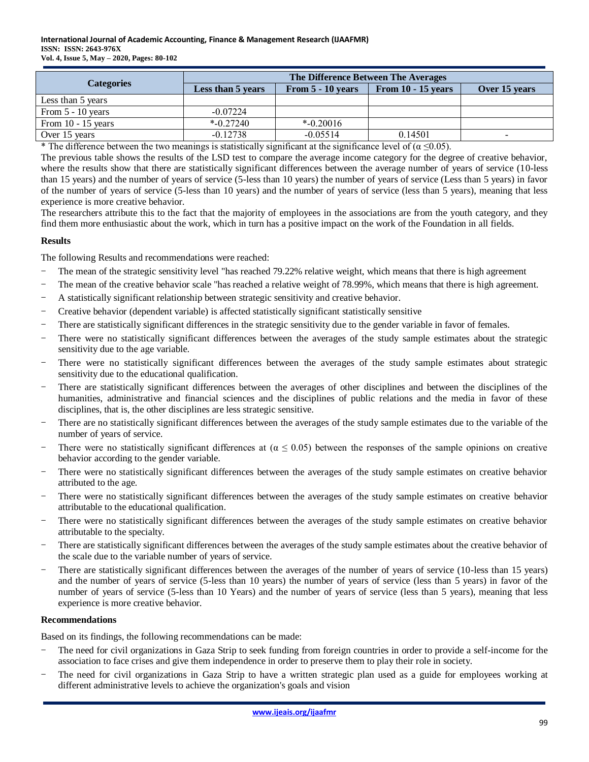| Categories | The Difference Between The Averages | | | |
|---|---|---|---|---|
| | Less than 5 years | From 5 - 10 years | From 10 - 15 years | Over 15 years |
| Less than 5 years | | | | |
| From 5 - 10 years | -0.07224 | | | |
| From 10 - 15 years | *-0.27240 | *-0.20016 | | |
| Over 15 years | -0.12738 | -0.05514 | 0.14501 | - |

* The difference between the two meanings is statistically significant at the significance level of ($\alpha \leq 0.05$).

The previous table shows the results of the LSD test to compare the average income category for the degree of creative behavior, where the results show that there are statistically significant differences between the average number of years of service (10-less than 15 years) and the number of years of service (5-less than 10 years) the number of years of service (Less than 5 years) in favor of the number of years of service (5-less than 10 years) and the number of years of service (less than 5 years), meaning that less experience is more creative behavior.

The researchers attribute this to the fact that the majority of employees in the associations are from the youth category, and they find them more enthusiastic about the work, which in turn has a positive impact on the work of the Foundation in all fields.

**Results**

The following Results and recommendations were reached:

- The mean of the strategic sensitivity level "has reached 79.22% relative weight, which means that there is high agreement
- The mean of the creative behavior scale "has reached a relative weight of 78.99%, which means that there is high agreement.
- A statistically significant relationship between strategic sensitivity and creative behavior.
- Creative behavior (dependent variable) is affected statistically significant statistically sensitive
- There are statistically significant differences in the strategic sensitivity due to the gender variable in favor of females.
- There were no statistically significant differences between the averages of the study sample estimates about the strategic sensitivity due to the age variable.
- There were no statistically significant differences between the averages of the study sample estimates about strategic sensitivity due to the educational qualification.
- There are statistically significant differences between the averages of other disciplines and between the disciplines of the humanities, administrative and financial sciences and the disciplines of public relations and the media in favor of these disciplines, that is, the other disciplines are less strategic sensitive.
- There are no statistically significant differences between the averages of the study sample estimates due to the variable of the number of years of service.
- There were no statistically significant differences at ($\alpha \leq 0.05$) between the responses of the sample opinions on creative behavior according to the gender variable.
- There were no statistically significant differences between the averages of the study sample estimates on creative behavior attributed to the age.
- There were no statistically significant differences between the averages of the study sample estimates on creative behavior attributable to the educational qualification.
- There were no statistically significant differences between the averages of the study sample estimates on creative behavior attributable to the specialty.
- There are statistically significant differences between the averages of the study sample estimates about the creative behavior of the scale due to the variable number of years of service.
- There are statistically significant differences between the averages of the number of years of service (10-less than 15 years) and the number of years of service (5-less than 10 years) the number of years of service (less than 5 years) in favor of the number of years of service (5-less than 10 Years) and the number of years of service (less than 5 years), meaning that less experience is more creative behavior.

**Recommendations**

Based on its findings, the following recommendations can be made:

- The need for civil organizations in Gaza Strip to seek funding from foreign countries in order to provide a self-income for the association to face crises and give them independence in order to preserve them to play their role in society.
- The need for civil organizations in Gaza Strip to have a written strategic plan used as a guide for employees working at different administrative levels to achieve the organization's goals and vision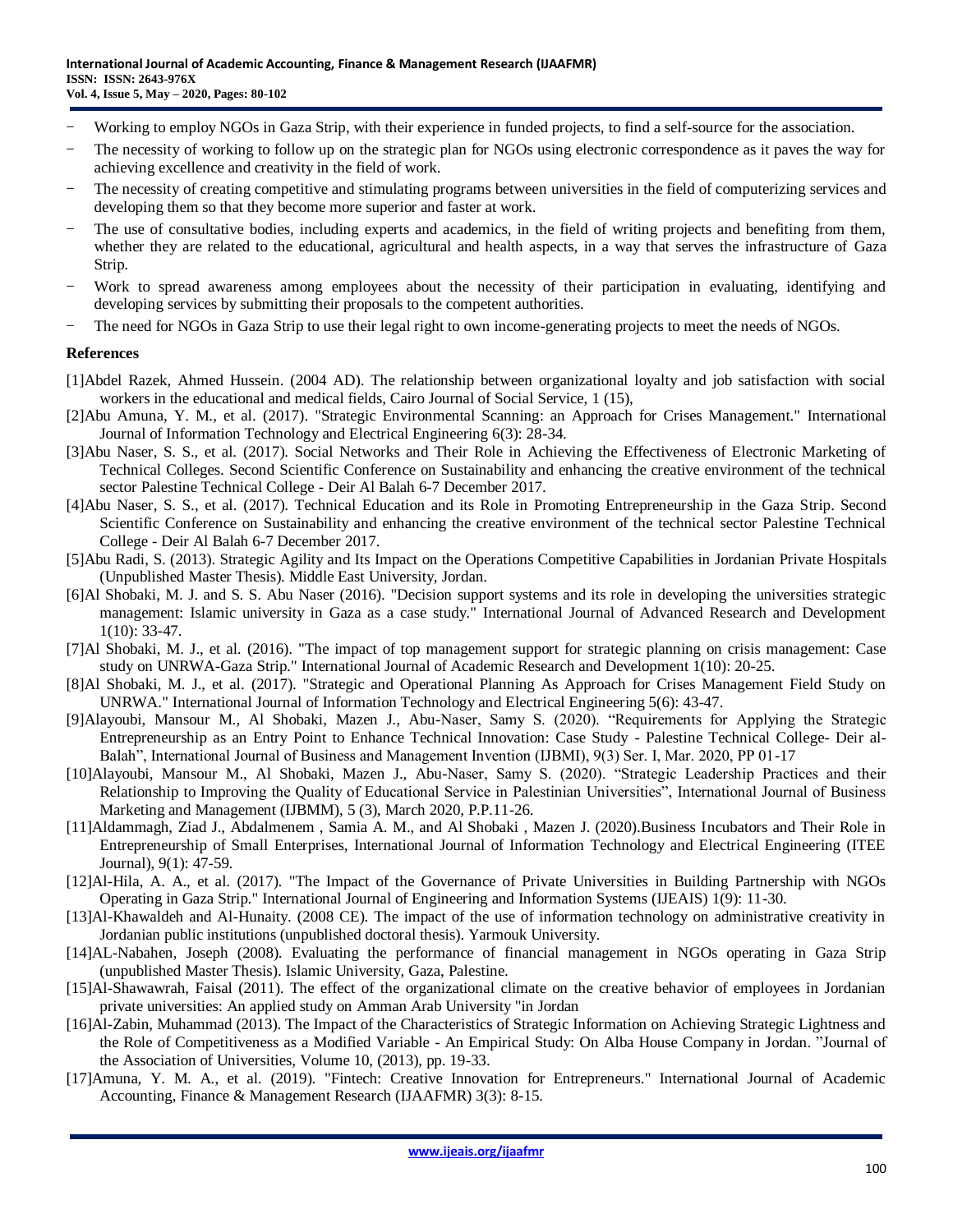- Working to employ NGOs in Gaza Strip, with their experience in funded projects, to find a self-source for the association.
- The necessity of working to follow up on the strategic plan for NGOs using electronic correspondence as it paves the way for achieving excellence and creativity in the field of work.
- The necessity of creating competitive and stimulating programs between universities in the field of computerizing services and developing them so that they become more superior and faster at work.
- The use of consultative bodies, including experts and academics, in the field of writing projects and benefiting from them, whether they are related to the educational, agricultural and health aspects, in a way that serves the infrastructure of Gaza Strip.
- Work to spread awareness among employees about the necessity of their participation in evaluating, identifying and developing services by submitting their proposals to the competent authorities.
- The need for NGOs in Gaza Strip to use their legal right to own income-generating projects to meet the needs of NGOs.

**References**

[1]Abdel Razek, Ahmed Hussein. (2004 AD). The relationship between organizational loyalty and job satisfaction with social workers in the educational and medical fields, Cairo Journal of Social Service, 1 (15),

[2]Abu Amuna, Y. M., et al. (2017). "Strategic Environmental Scanning: an Approach for Crises Management." International Journal of Information Technology and Electrical Engineering 6(3): 28-34.

[3]Abu Naser, S. S., et al. (2017). Social Networks and Their Role in Achieving the Effectiveness of Electronic Marketing of Technical Colleges. Second Scientific Conference on Sustainability and enhancing the creative environment of the technical sector Palestine Technical College - Deir Al Balah 6-7 December 2017.

[4]Abu Naser, S. S., et al. (2017). Technical Education and its Role in Promoting Entrepreneurship in the Gaza Strip. Second Scientific Conference on Sustainability and enhancing the creative environment of the technical sector Palestine Technical College - Deir Al Balah 6-7 December 2017.

[5]Abu Radi, S. (2013). Strategic Agility and Its Impact on the Operations Competitive Capabilities in Jordanian Private Hospitals (Unpublished Master Thesis). Middle East University, Jordan.

[6]Al Shobaki, M. J. and S. S. Abu Naser (2016). "Decision support systems and its role in developing the universities strategic management: Islamic university in Gaza as a case study." International Journal of Advanced Research and Development 1(10): 33-47.

[7]Al Shobaki, M. J., et al. (2016). "The impact of top management support for strategic planning on crisis management: Case study on UNRWA-Gaza Strip." International Journal of Academic Research and Development 1(10): 20-25.

[8]Al Shobaki, M. J., et al. (2017). "Strategic and Operational Planning As Approach for Crises Management Field Study on UNRWA." International Journal of Information Technology and Electrical Engineering 5(6): 43-47.

[9]Alayoubi, Mansour M., Al Shobaki, Mazen J., Abu-Naser, Samy S. (2020). "Requirements for Applying the Strategic Entrepreneurship as an Entry Point to Enhance Technical Innovation: Case Study - Palestine Technical College- Deir al-Balah", International Journal of Business and Management Invention (IJBMI), 9(3) Ser. I, Mar. 2020, PP 01-17

[10]Alayoubi, Mansour M., Al Shobaki, Mazen J., Abu-Naser, Samy S. (2020). "Strategic Leadership Practices and their Relationship to Improving the Quality of Educational Service in Palestinian Universities", International Journal of Business Marketing and Management (IJBMM), 5 (3), March 2020, P.P.11-26.

[11]Aldammagh, Ziad J., Abdalmenem , Samia A. M., and Al Shobaki , Mazen J. (2020).Business Incubators and Their Role in Entrepreneurship of Small Enterprises, International Journal of Information Technology and Electrical Engineering (ITEE Journal), 9(1): 47-59.

[12]Al-Hila, A. A., et al. (2017). "The Impact of the Governance of Private Universities in Building Partnership with NGOs Operating in Gaza Strip." International Journal of Engineering and Information Systems (IJEAIS) 1(9): 11-30.

[13]Al-Khawaldeh and Al-Hunaity. (2008 CE). The impact of the use of information technology on administrative creativity in Jordanian public institutions (unpublished doctoral thesis). Yarmouk University.

[14]AL-Nabahen, Joseph (2008). Evaluating the performance of financial management in NGOs operating in Gaza Strip (unpublished Master Thesis). Islamic University, Gaza, Palestine.

[15]Al-Shawawrah, Faisal (2011). The effect of the organizational climate on the creative behavior of employees in Jordanian private universities: An applied study on Amman Arab University "in Jordan

[16]Al-Zabin, Muhammad (2013). The Impact of the Characteristics of Strategic Information on Achieving Strategic Lightness and the Role of Competitiveness as a Modified Variable - An Empirical Study: On Alba House Company in Jordan. "Journal of the Association of Universities, Volume 10, (2013), pp. 19-33.

[17]Amuna, Y. M. A., et al. (2019). "Fintech: Creative Innovation for Entrepreneurs." International Journal of Academic Accounting, Finance & Management Research (IJAAFMR) 3(3): 8-15.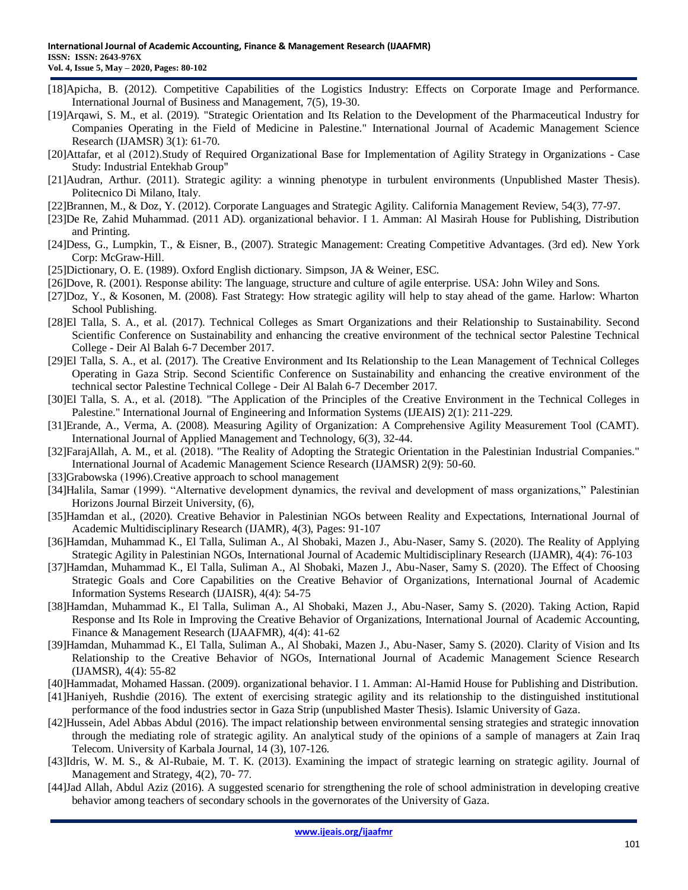[18]Apicha, B. (2012). Competitive Capabilities of the Logistics Industry: Effects on Corporate Image and Performance. International Journal of Business and Management, 7(5), 19-30.

[19]Arqawi, S. M., et al. (2019). "Strategic Orientation and Its Relation to the Development of the Pharmaceutical Industry for Companies Operating in the Field of Medicine in Palestine." International Journal of Academic Management Science Research (IJAMSR) 3(1): 61-70.

[20]Attafar, et al (2012).Study of Required Organizational Base for Implementation of Agility Strategy in Organizations - Case Study: Industrial Entekhab Group"

[21]Audran, Arthur. (2011). Strategic agility: a winning phenotype in turbulent environments (Unpublished Master Thesis). Politecnico Di Milano, Italy.

[22]Brannen, M., & Doz, Y. (2012). Corporate Languages and Strategic Agility. California Management Review, 54(3), 77-97.

[23]De Re, Zahid Muhammad. (2011 AD). organizational behavior. I 1. Amman: Al Masirah House for Publishing, Distribution and Printing.

[24]Dess, G., Lumpkin, T., & Eisner, B., (2007). Strategic Management: Creating Competitive Advantages. (3rd ed). New York Corp: McGraw-Hill.

[25]Dictionary, O. E. (1989). Oxford English dictionary. Simpson, JA & Weiner, ESC.

[26]Dove, R. (2001). Response ability: The language, structure and culture of agile enterprise. USA: John Wiley and Sons.

[27]Doz, Y., & Kosonen, M. (2008). Fast Strategy: How strategic agility will help to stay ahead of the game. Harlow: Wharton School Publishing.

[28]El Talla, S. A., et al. (2017). Technical Colleges as Smart Organizations and their Relationship to Sustainability. Second Scientific Conference on Sustainability and enhancing the creative environment of the technical sector Palestine Technical College - Deir Al Balah 6-7 December 2017.

[29]El Talla, S. A., et al. (2017). The Creative Environment and Its Relationship to the Lean Management of Technical Colleges Operating in Gaza Strip. Second Scientific Conference on Sustainability and enhancing the creative environment of the technical sector Palestine Technical College - Deir Al Balah 6-7 December 2017.

[30]El Talla, S. A., et al. (2018). "The Application of the Principles of the Creative Environment in the Technical Colleges in Palestine." International Journal of Engineering and Information Systems (IJEAIS) 2(1): 211-229.

[31]Erande, A., Verma, A. (2008). Measuring Agility of Organization: A Comprehensive Agility Measurement Tool (CAMT). International Journal of Applied Management and Technology, 6(3), 32-44.

[32]FarajAllah, A. M., et al. (2018). "The Reality of Adopting the Strategic Orientation in the Palestinian Industrial Companies." International Journal of Academic Management Science Research (IJAMSR) 2(9): 50-60.

[33]Grabowska (1996).Creative approach to school management

[34]Halila, Samar (1999). "Alternative development dynamics, the revival and development of mass organizations," Palestinian Horizons Journal Birzeit University, (6),

[35]Hamdan et al., (2020). Creative Behavior in Palestinian NGOs between Reality and Expectations, International Journal of Academic Multidisciplinary Research (IJAMR), 4(3), Pages: 91-107

[36]Hamdan, Muhammad K., El Talla, Suliman A., Al Shobaki, Mazen J., Abu-Naser, Samy S. (2020). The Reality of Applying Strategic Agility in Palestinian NGOs, International Journal of Academic Multidisciplinary Research (IJAMR), 4(4): 76-103

[37]Hamdan, Muhammad K., El Talla, Suliman A., Al Shobaki, Mazen J., Abu-Naser, Samy S. (2020). The Effect of Choosing Strategic Goals and Core Capabilities on the Creative Behavior of Organizations, International Journal of Academic Information Systems Research (IJAISR), 4(4): 54-75

[38]Hamdan, Muhammad K., El Talla, Suliman A., Al Shobaki, Mazen J., Abu-Naser, Samy S. (2020). Taking Action, Rapid Response and Its Role in Improving the Creative Behavior of Organizations, International Journal of Academic Accounting, Finance & Management Research (IJAAFMR), 4(4): 41-62

[39]Hamdan, Muhammad K., El Talla, Suliman A., Al Shobaki, Mazen J., Abu-Naser, Samy S. (2020). Clarity of Vision and Its Relationship to the Creative Behavior of NGOs, International Journal of Academic Management Science Research (IJAMSR), 4(4): 55-82

[40]Hammadat, Mohamed Hassan. (2009). organizational behavior. I 1. Amman: Al-Hamid House for Publishing and Distribution.

[41]Haniyeh, Rushdie (2016). The extent of exercising strategic agility and its relationship to the distinguished institutional performance of the food industries sector in Gaza Strip (unpublished Master Thesis). Islamic University of Gaza.

[42]Hussein, Adel Abbas Abdul (2016). The impact relationship between environmental sensing strategies and strategic innovation through the mediating role of strategic agility. An analytical study of the opinions of a sample of managers at Zain Iraq Telecom. University of Karbala Journal, 14 (3), 107-126.

[43]Idris, W. M. S., & Al-Rubaie, M. T. K. (2013). Examining the impact of strategic learning on strategic agility. Journal of Management and Strategy, 4(2), 70- 77.

[44]Jad Allah, Abdul Aziz (2016). A suggested scenario for strengthening the role of school administration in developing creative behavior among teachers of secondary schools in the governorates of the University of Gaza.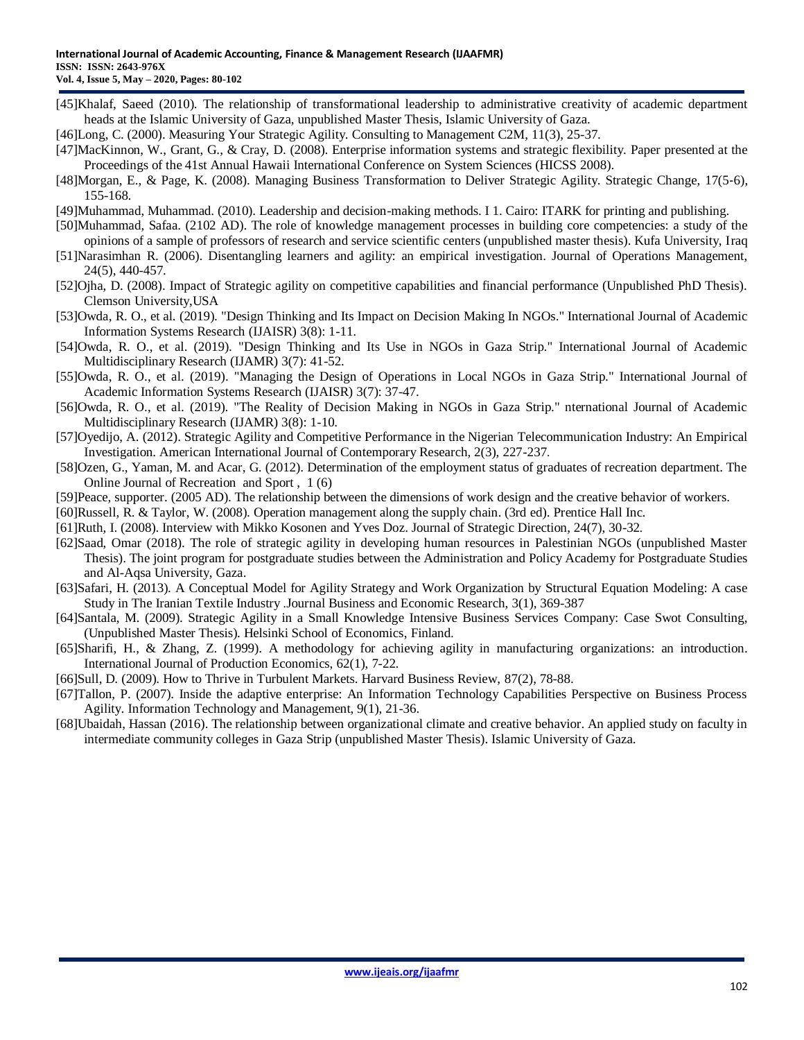[45]Khalaf, Saeed (2010). The relationship of transformational leadership to administrative creativity of academic department heads at the Islamic University of Gaza, unpublished Master Thesis, Islamic University of Gaza.

[46]Long, C. (2000). Measuring Your Strategic Agility. Consulting to Management C2M, 11(3), 25-37.

[47]MacKinnon, W., Grant, G., & Cray, D. (2008). Enterprise information systems and strategic flexibility. Paper presented at the Proceedings of the 41st Annual Hawaii International Conference on System Sciences (HICSS 2008).

[48]Morgan, E., & Page, K. (2008). Managing Business Transformation to Deliver Strategic Agility. Strategic Change, 17(5-6), 155-168.

[49]Muhammad, Muhammad. (2010). Leadership and decision-making methods. I 1. Cairo: ITARK for printing and publishing.

[50]Muhammad, Safaa. (2102 AD). The role of knowledge management processes in building core competencies: a study of the opinions of a sample of professors of research and service scientific centers (unpublished master thesis). Kufa University, Iraq

[51]Narasimhan R. (2006). Disentangling learners and agility: an empirical investigation. Journal of Operations Management, 24(5), 440-457.

[52]Ojha, D. (2008). Impact of Strategic agility on competitive capabilities and financial performance (Unpublished PhD Thesis). Clemson University,USA

[53]Owda, R. O., et al. (2019). "Design Thinking and Its Impact on Decision Making In NGOs." International Journal of Academic Information Systems Research (IJAISR) 3(8): 1-11.

[54]Owda, R. O., et al. (2019). "Design Thinking and Its Use in NGOs in Gaza Strip." International Journal of Academic Multidisciplinary Research (IJAMR) 3(7): 41-52.

[55]Owda, R. O., et al. (2019). "Managing the Design of Operations in Local NGOs in Gaza Strip." International Journal of Academic Information Systems Research (IJAISR) 3(7): 37-47.

[56]Owda, R. O., et al. (2019). "The Reality of Decision Making in NGOs in Gaza Strip." nternational Journal of Academic Multidisciplinary Research (IJAMR) 3(8): 1-10.

[57]Oyedijo, A. (2012). Strategic Agility and Competitive Performance in the Nigerian Telecommunication Industry: An Empirical Investigation. American International Journal of Contemporary Research, 2(3), 227-237.

[58]Ozen, G., Yaman, M. and Acar, G. (2012). Determination of the employment status of graduates of recreation department. The Online Journal of Recreation and Sport , 1 (6)

[59]Peace, supporter. (2005 AD). The relationship between the dimensions of work design and the creative behavior of workers.

[60]Russell, R. & Taylor, W. (2008). Operation management along the supply chain. (3rd ed). Prentice Hall Inc.

[61]Ruth, I. (2008). Interview with Mikko Kosonen and Yves Doz. Journal of Strategic Direction, 24(7), 30-32.

[62]Saad, Omar (2018). The role of strategic agility in developing human resources in Palestinian NGOs (unpublished Master Thesis). The joint program for postgraduate studies between the Administration and Policy Academy for Postgraduate Studies and Al-Aqsa University, Gaza.

[63]Safari, H. (2013). A Conceptual Model for Agility Strategy and Work Organization by Structural Equation Modeling: A case Study in The Iranian Textile Industry .Journal Business and Economic Research, 3(1), 369-387

[64]Santala, M. (2009). Strategic Agility in a Small Knowledge Intensive Business Services Company: Case Swot Consulting, (Unpublished Master Thesis). Helsinki School of Economics, Finland.

[65]Sharifi, H., & Zhang, Z. (1999). A methodology for achieving agility in manufacturing organizations: an introduction. International Journal of Production Economics, 62(1), 7-22.

[66]Sull, D. (2009). How to Thrive in Turbulent Markets. Harvard Business Review, 87(2), 78-88.

[67]Tallon, P. (2007). Inside the adaptive enterprise: An Information Technology Capabilities Perspective on Business Process Agility. Information Technology and Management, 9(1), 21-36.

[68]Ubaidah, Hassan (2016). The relationship between organizational climate and creative behavior. An applied study on faculty in intermediate community colleges in Gaza Strip (unpublished Master Thesis). Islamic University of Gaza.